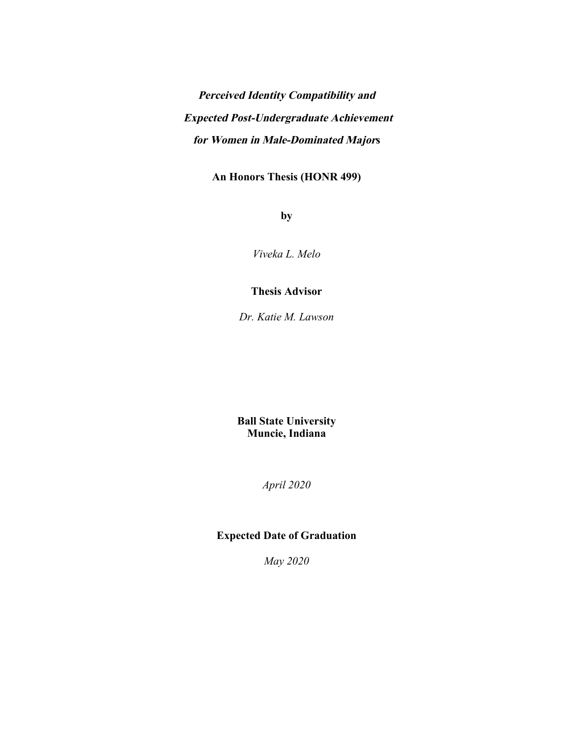# *Perceived Identity Compatibility and Expected Post-Undergraduate Achievement for Women in Male-Dominated Majors*

**An Honors Thesis (HONR 499)**

**by**

*Viveka L. Melo*

**Thesis Advisor**

*Dr. Katie M. Lawson*

**Ball State University**
**Muncie, Indiana**

*April 2020*

**Expected Date of Graduation**

*May 2020*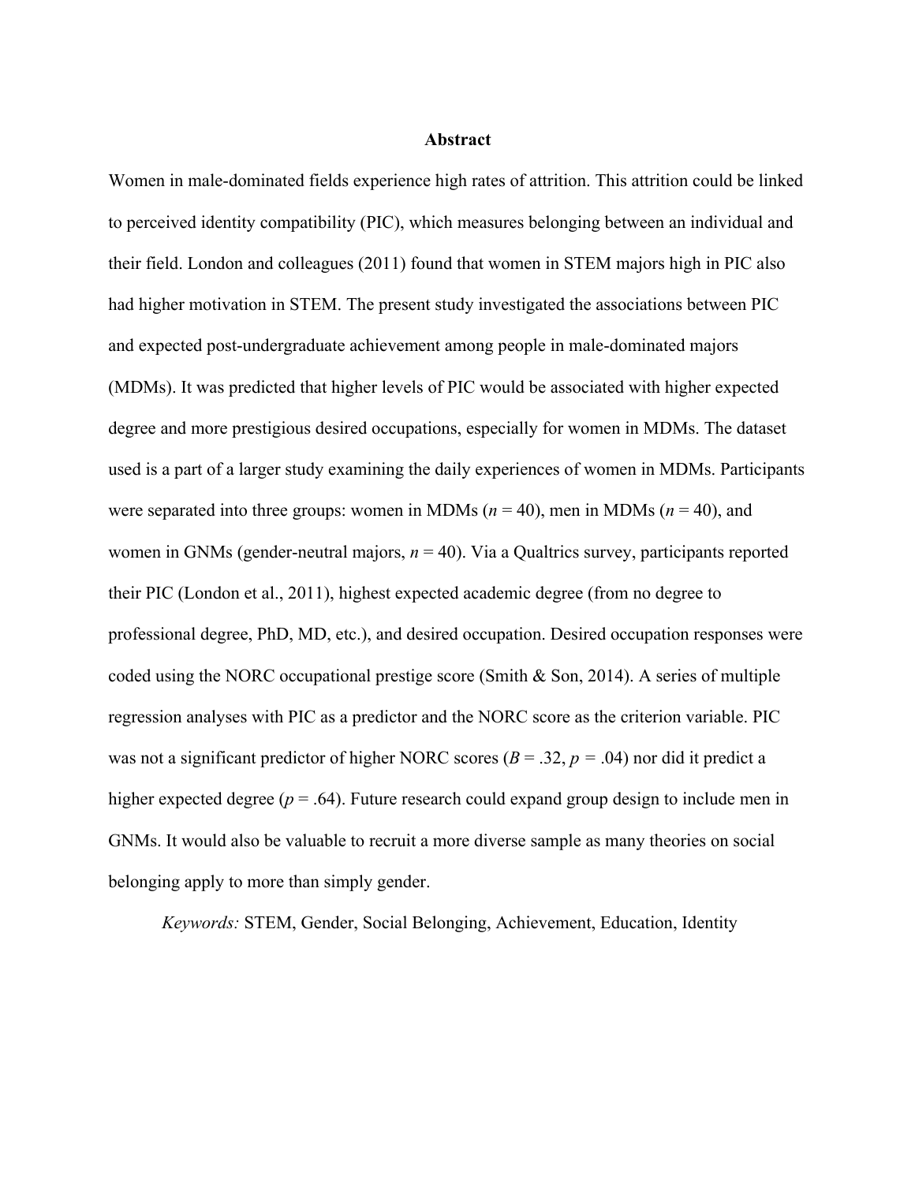# Abstract

Women in male-dominated fields experience high rates of attrition. This attrition could be linked to perceived identity compatibility (PIC), which measures belonging between an individual and their field. London and colleagues (2011) found that women in STEM majors high in PIC also had higher motivation in STEM. The present study investigated the associations between PIC and expected post-undergraduate achievement among people in male-dominated majors (MDMs). It was predicted that higher levels of PIC would be associated with higher expected degree and more prestigious desired occupations, especially for women in MDMs. The dataset used is a part of a larger study examining the daily experiences of women in MDMs. Participants were separated into three groups: women in MDMs ($n$ = 40), men in MDMs ($n$ = 40), and women in GNMs (gender-neutral majors, $n$ = 40). Via a Qualtrics survey, participants reported their PIC (London et al., 2011), highest expected academic degree (from no degree to professional degree, PhD, MD, etc.), and desired occupation. Desired occupation responses were coded using the NORC occupational prestige score (Smith & Son, 2014). A series of multiple regression analyses with PIC as a predictor and the NORC score as the criterion variable. PIC was not a significant predictor of higher NORC scores ($B$ = .32, $p$ = .04) nor did it predict a higher expected degree ($p$ = .64). Future research could expand group design to include men in GNMs. It would also be valuable to recruit a more diverse sample as many theories on social belonging apply to more than simply gender.

*Keywords:* STEM, Gender, Social Belonging, Achievement, Education, Identity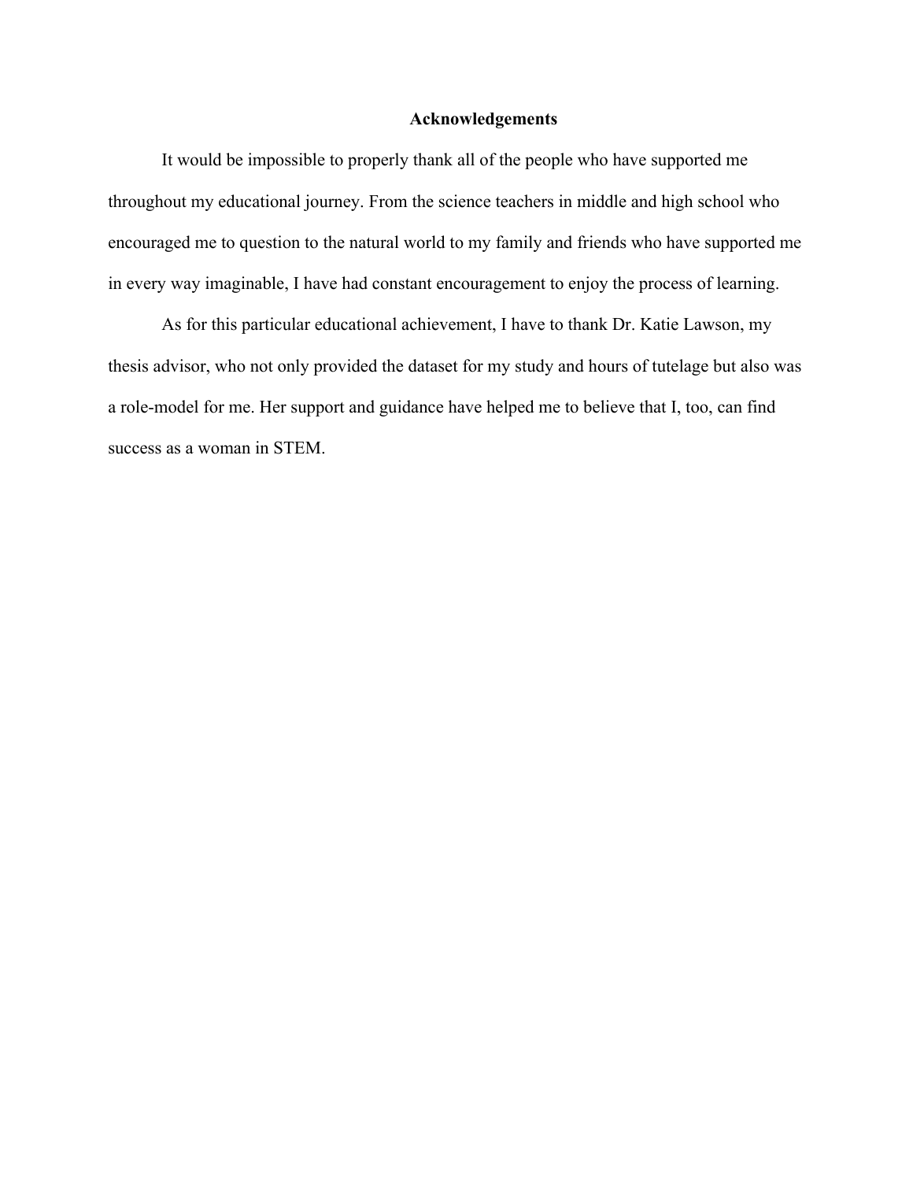# Acknowledgements

It would be impossible to properly thank all of the people who have supported me throughout my educational journey. From the science teachers in middle and high school who encouraged me to question to the natural world to my family and friends who have supported me in every way imaginable, I have had constant encouragement to enjoy the process of learning.

As for this particular educational achievement, I have to thank Dr. Katie Lawson, my thesis advisor, who not only provided the dataset for my study and hours of tutelage but also was a role-model for me. Her support and guidance have helped me to believe that I, too, can find success as a woman in STEM.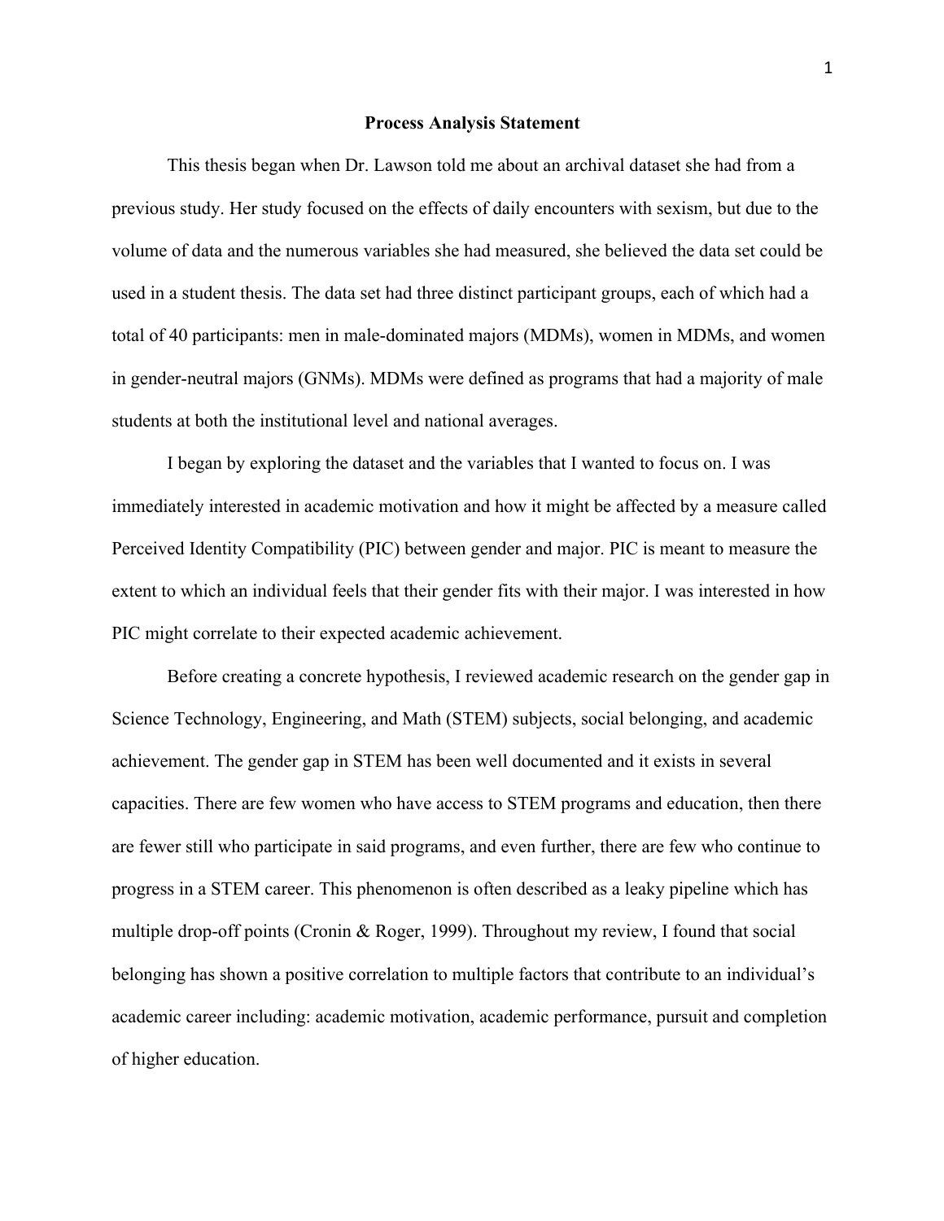# Process Analysis Statement

This thesis began when Dr. Lawson told me about an archival dataset she had from a previous study. Her study focused on the effects of daily encounters with sexism, but due to the volume of data and the numerous variables she had measured, she believed the data set could be used in a student thesis. The data set had three distinct participant groups, each of which had a total of 40 participants: men in male-dominated majors (MDMs), women in MDMs, and women in gender-neutral majors (GNMs). MDMs were defined as programs that had a majority of male students at both the institutional level and national averages.

I began by exploring the dataset and the variables that I wanted to focus on. I was immediately interested in academic motivation and how it might be affected by a measure called Perceived Identity Compatibility (PIC) between gender and major. PIC is meant to measure the extent to which an individual feels that their gender fits with their major. I was interested in how PIC might correlate to their expected academic achievement.

Before creating a concrete hypothesis, I reviewed academic research on the gender gap in Science Technology, Engineering, and Math (STEM) subjects, social belonging, and academic achievement. The gender gap in STEM has been well documented and it exists in several capacities. There are few women who have access to STEM programs and education, then there are fewer still who participate in said programs, and even further, there are few who continue to progress in a STEM career. This phenomenon is often described as a leaky pipeline which has multiple drop-off points (Cronin & Roger, 1999). Throughout my review, I found that social belonging has shown a positive correlation to multiple factors that contribute to an individual's academic career including: academic motivation, academic performance, pursuit and completion of higher education.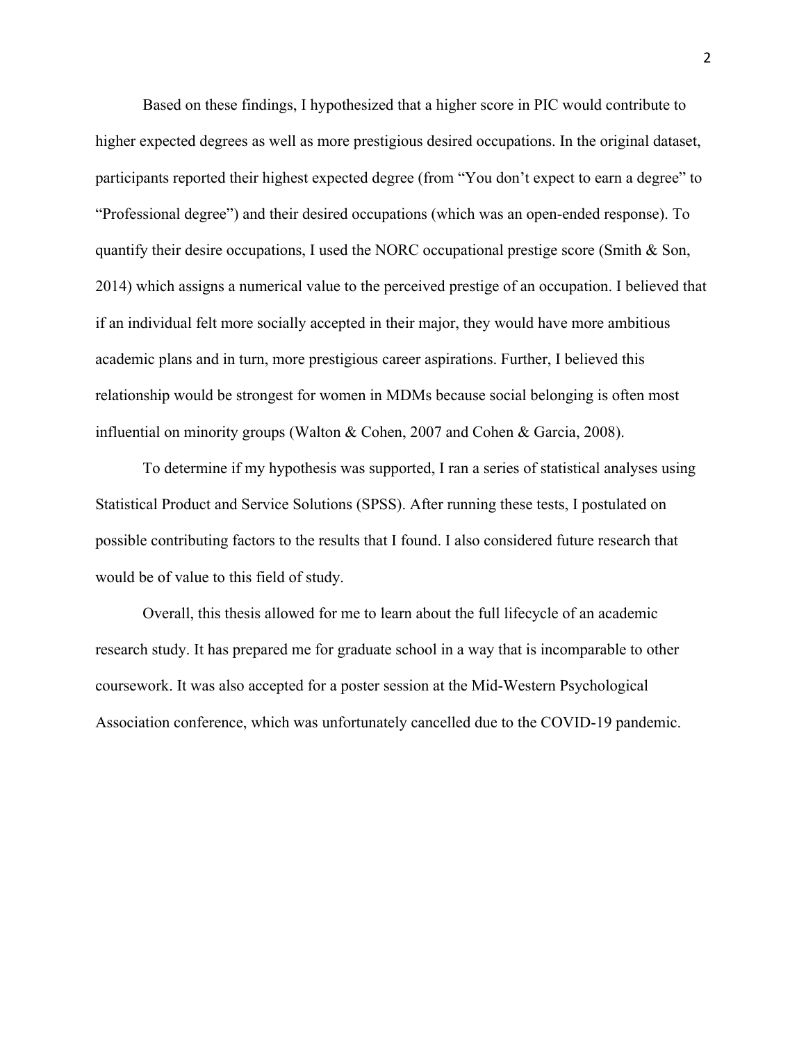Based on these findings, I hypothesized that a higher score in PIC would contribute to higher expected degrees as well as more prestigious desired occupations. In the original dataset, participants reported their highest expected degree (from "You don't expect to earn a degree" to "Professional degree") and their desired occupations (which was an open-ended response). To quantify their desire occupations, I used the NORC occupational prestige score (Smith & Son, 2014) which assigns a numerical value to the perceived prestige of an occupation. I believed that if an individual felt more socially accepted in their major, they would have more ambitious academic plans and in turn, more prestigious career aspirations. Further, I believed this relationship would be strongest for women in MDMs because social belonging is often most influential on minority groups (Walton & Cohen, 2007 and Cohen & Garcia, 2008).

To determine if my hypothesis was supported, I ran a series of statistical analyses using Statistical Product and Service Solutions (SPSS). After running these tests, I postulated on possible contributing factors to the results that I found. I also considered future research that would be of value to this field of study.

Overall, this thesis allowed for me to learn about the full lifecycle of an academic research study. It has prepared me for graduate school in a way that is incomparable to other coursework. It was also accepted for a poster session at the Mid-Western Psychological Association conference, which was unfortunately cancelled due to the COVID-19 pandemic.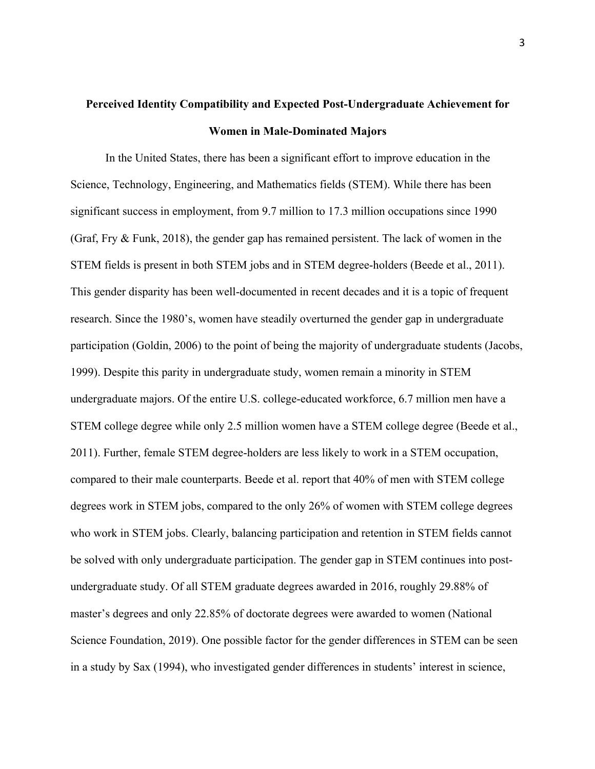# Perceived Identity Compatibility and Expected Post-Undergraduate Achievement for Women in Male-Dominated Majors

In the United States, there has been a significant effort to improve education in the Science, Technology, Engineering, and Mathematics fields (STEM). While there has been significant success in employment, from 9.7 million to 17.3 million occupations since 1990 (Graf, Fry & Funk, 2018), the gender gap has remained persistent. The lack of women in the STEM fields is present in both STEM jobs and in STEM degree-holders (Beede et al., 2011). This gender disparity has been well-documented in recent decades and it is a topic of frequent research. Since the 1980's, women have steadily overturned the gender gap in undergraduate participation (Goldin, 2006) to the point of being the majority of undergraduate students (Jacobs, 1999). Despite this parity in undergraduate study, women remain a minority in STEM undergraduate majors. Of the entire U.S. college-educated workforce, 6.7 million men have a STEM college degree while only 2.5 million women have a STEM college degree (Beede et al., 2011). Further, female STEM degree-holders are less likely to work in a STEM occupation, compared to their male counterparts. Beede et al. report that 40% of men with STEM college degrees work in STEM jobs, compared to the only 26% of women with STEM college degrees who work in STEM jobs. Clearly, balancing participation and retention in STEM fields cannot be solved with only undergraduate participation. The gender gap in STEM continues into post-undergraduate study. Of all STEM graduate degrees awarded in 2016, roughly 29.88% of master's degrees and only 22.85% of doctorate degrees were awarded to women (National Science Foundation, 2019). One possible factor for the gender differences in STEM can be seen in a study by Sax (1994), who investigated gender differences in students' interest in science,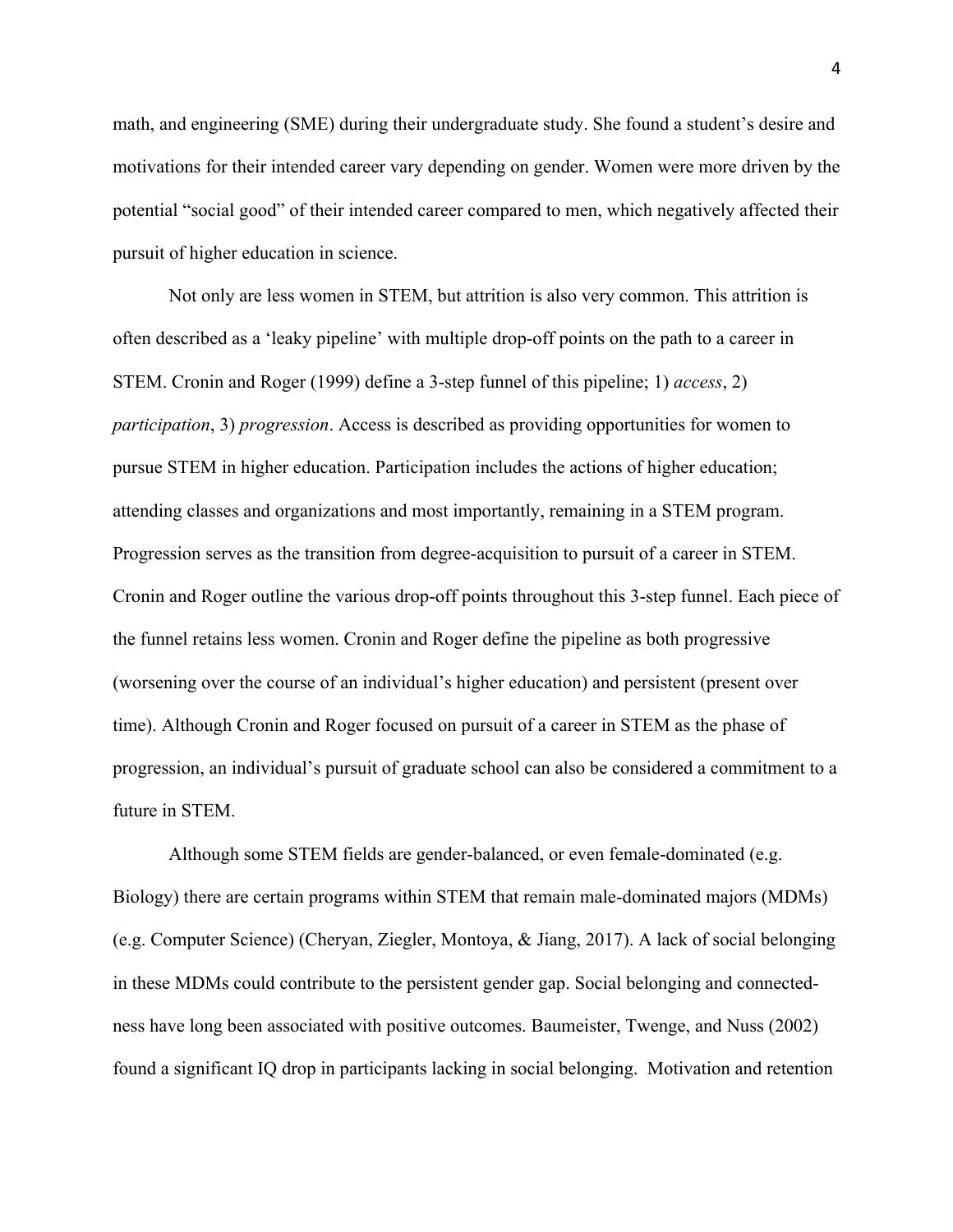math, and engineering (SME) during their undergraduate study. She found a student's desire and motivations for their intended career vary depending on gender. Women were more driven by the potential "social good" of their intended career compared to men, which negatively affected their pursuit of higher education in science.

Not only are less women in STEM, but attrition is also very common. This attrition is often described as a 'leaky pipeline' with multiple drop-off points on the path to a career in STEM. Cronin and Roger (1999) define a 3-step funnel of this pipeline; 1) *access*, 2) *participation*, 3) *progression*. Access is described as providing opportunities for women to pursue STEM in higher education. Participation includes the actions of higher education; attending classes and organizations and most importantly, remaining in a STEM program. Progression serves as the transition from degree-acquisition to pursuit of a career in STEM. Cronin and Roger outline the various drop-off points throughout this 3-step funnel. Each piece of the funnel retains less women. Cronin and Roger define the pipeline as both progressive (worsening over the course of an individual's higher education) and persistent (present over time). Although Cronin and Roger focused on pursuit of a career in STEM as the phase of progression, an individual's pursuit of graduate school can also be considered a commitment to a future in STEM.

Although some STEM fields are gender-balanced, or even female-dominated (e.g. Biology) there are certain programs within STEM that remain male-dominated majors (MDMs) (e.g. Computer Science) (Cheryan, Ziegler, Montoya, & Jiang, 2017). A lack of social belonging in these MDMs could contribute to the persistent gender gap. Social belonging and connected-ness have long been associated with positive outcomes. Baumeister, Twenge, and Nuss (2002) found a significant IQ drop in participants lacking in social belonging. Motivation and retention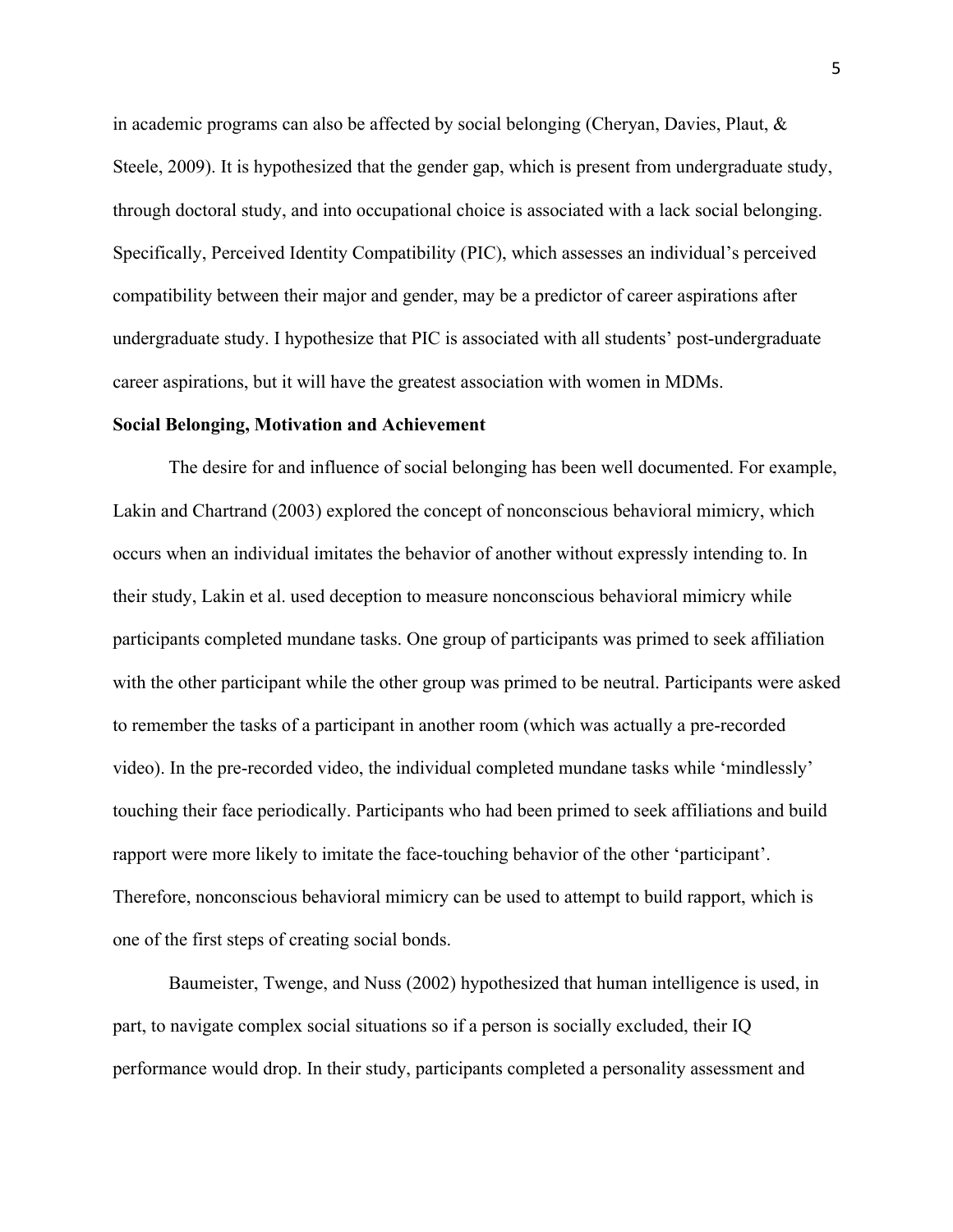in academic programs can also be affected by social belonging (Cheryan, Davies, Plaut, & Steele, 2009). It is hypothesized that the gender gap, which is present from undergraduate study, through doctoral study, and into occupational choice is associated with a lack social belonging. Specifically, Perceived Identity Compatibility (PIC), which assesses an individual's perceived compatibility between their major and gender, may be a predictor of career aspirations after undergraduate study. I hypothesize that PIC is associated with all students' post-undergraduate career aspirations, but it will have the greatest association with women in MDMs.

**Social Belonging, Motivation and Achievement**

The desire for and influence of social belonging has been well documented. For example, Lakin and Chartrand (2003) explored the concept of nonconscious behavioral mimicry, which occurs when an individual imitates the behavior of another without expressly intending to. In their study, Lakin et al. used deception to measure nonconscious behavioral mimicry while participants completed mundane tasks. One group of participants was primed to seek affiliation with the other participant while the other group was primed to be neutral. Participants were asked to remember the tasks of a participant in another room (which was actually a pre-recorded video). In the pre-recorded video, the individual completed mundane tasks while 'mindlessly' touching their face periodically. Participants who had been primed to seek affiliations and build rapport were more likely to imitate the face-touching behavior of the other 'participant'. Therefore, nonconscious behavioral mimicry can be used to attempt to build rapport, which is one of the first steps of creating social bonds.

Baumeister, Twenge, and Nuss (2002) hypothesized that human intelligence is used, in part, to navigate complex social situations so if a person is socially excluded, their IQ performance would drop. In their study, participants completed a personality assessment and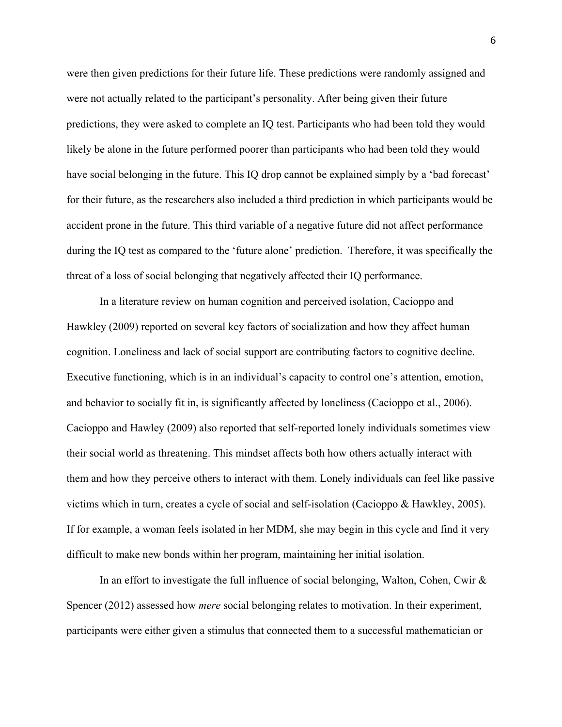were then given predictions for their future life. These predictions were randomly assigned and were not actually related to the participant's personality. After being given their future predictions, they were asked to complete an IQ test. Participants who had been told they would likely be alone in the future performed poorer than participants who had been told they would have social belonging in the future. This IQ drop cannot be explained simply by a 'bad forecast' for their future, as the researchers also included a third prediction in which participants would be accident prone in the future. This third variable of a negative future did not affect performance during the IQ test as compared to the 'future alone' prediction. Therefore, it was specifically the threat of a loss of social belonging that negatively affected their IQ performance.

In a literature review on human cognition and perceived isolation, Cacioppo and Hawkley (2009) reported on several key factors of socialization and how they affect human cognition. Loneliness and lack of social support are contributing factors to cognitive decline. Executive functioning, which is in an individual's capacity to control one's attention, emotion, and behavior to socially fit in, is significantly affected by loneliness (Cacioppo et al., 2006). Cacioppo and Hawley (2009) also reported that self-reported lonely individuals sometimes view their social world as threatening. This mindset affects both how others actually interact with them and how they perceive others to interact with them. Lonely individuals can feel like passive victims which in turn, creates a cycle of social and self-isolation (Cacioppo & Hawkley, 2005). If for example, a woman feels isolated in her MDM, she may begin in this cycle and find it very difficult to make new bonds within her program, maintaining her initial isolation.

In an effort to investigate the full influence of social belonging, Walton, Cohen, Cwir & Spencer (2012) assessed how *mere* social belonging relates to motivation. In their experiment, participants were either given a stimulus that connected them to a successful mathematician or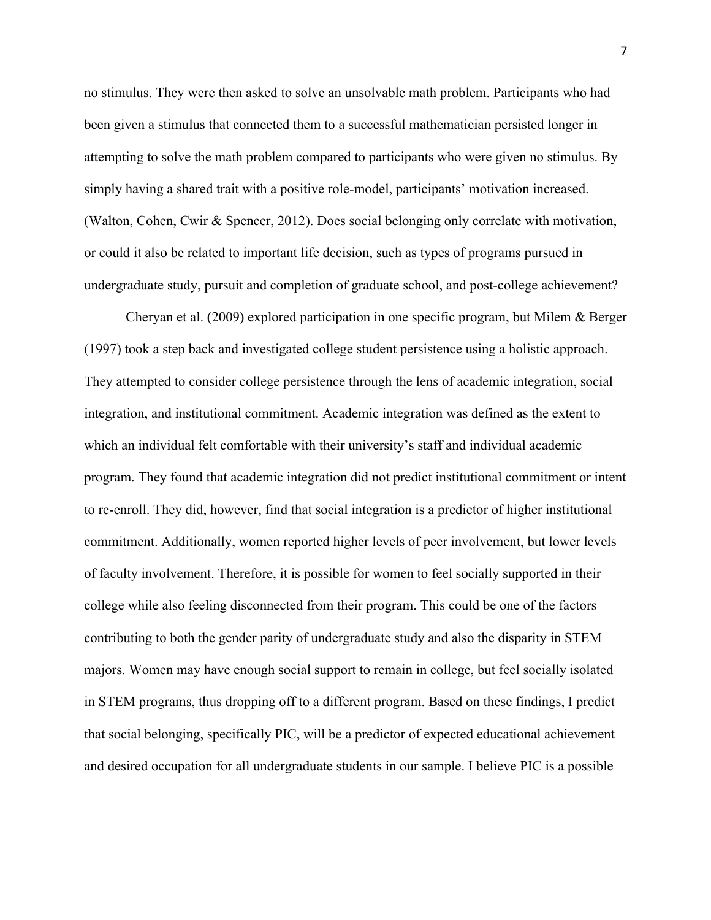no stimulus. They were then asked to solve an unsolvable math problem. Participants who had been given a stimulus that connected them to a successful mathematician persisted longer in attempting to solve the math problem compared to participants who were given no stimulus. By simply having a shared trait with a positive role-model, participants' motivation increased. (Walton, Cohen, Cwir & Spencer, 2012). Does social belonging only correlate with motivation, or could it also be related to important life decision, such as types of programs pursued in undergraduate study, pursuit and completion of graduate school, and post-college achievement?

Cheryan et al. (2009) explored participation in one specific program, but Milem & Berger (1997) took a step back and investigated college student persistence using a holistic approach. They attempted to consider college persistence through the lens of academic integration, social integration, and institutional commitment. Academic integration was defined as the extent to which an individual felt comfortable with their university's staff and individual academic program. They found that academic integration did not predict institutional commitment or intent to re-enroll. They did, however, find that social integration is a predictor of higher institutional commitment. Additionally, women reported higher levels of peer involvement, but lower levels of faculty involvement. Therefore, it is possible for women to feel socially supported in their college while also feeling disconnected from their program. This could be one of the factors contributing to both the gender parity of undergraduate study and also the disparity in STEM majors. Women may have enough social support to remain in college, but feel socially isolated in STEM programs, thus dropping off to a different program. Based on these findings, I predict that social belonging, specifically PIC, will be a predictor of expected educational achievement and desired occupation for all undergraduate students in our sample. I believe PIC is a possible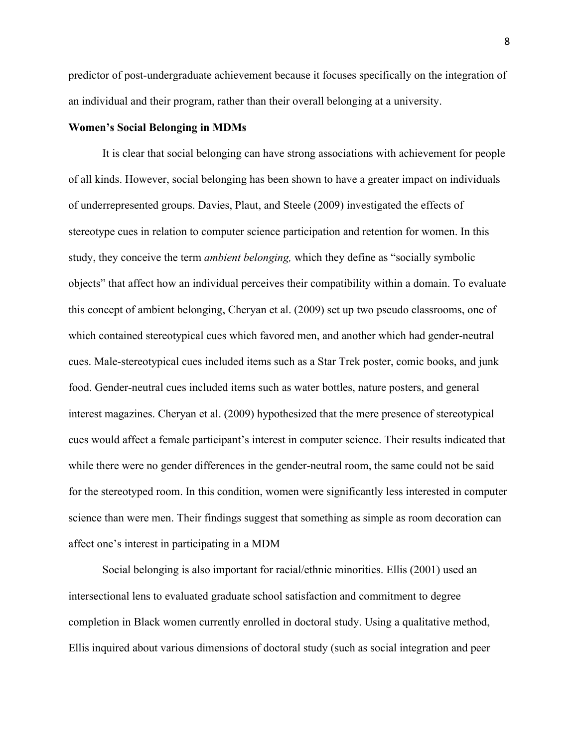predictor of post-undergraduate achievement because it focuses specifically on the integration of an individual and their program, rather than their overall belonging at a university.

**Women's Social Belonging in MDMs**

It is clear that social belonging can have strong associations with achievement for people of all kinds. However, social belonging has been shown to have a greater impact on individuals of underrepresented groups. Davies, Plaut, and Steele (2009) investigated the effects of stereotype cues in relation to computer science participation and retention for women. In this study, they conceive the term *ambient belonging,* which they define as "socially symbolic objects" that affect how an individual perceives their compatibility within a domain. To evaluate this concept of ambient belonging, Cheryan et al. (2009) set up two pseudo classrooms, one of which contained stereotypical cues which favored men, and another which had gender-neutral cues. Male-stereotypical cues included items such as a Star Trek poster, comic books, and junk food. Gender-neutral cues included items such as water bottles, nature posters, and general interest magazines. Cheryan et al. (2009) hypothesized that the mere presence of stereotypical cues would affect a female participant's interest in computer science. Their results indicated that while there were no gender differences in the gender-neutral room, the same could not be said for the stereotyped room. In this condition, women were significantly less interested in computer science than were men. Their findings suggest that something as simple as room decoration can affect one's interest in participating in a MDM

Social belonging is also important for racial/ethnic minorities. Ellis (2001) used an intersectional lens to evaluated graduate school satisfaction and commitment to degree completion in Black women currently enrolled in doctoral study. Using a qualitative method, Ellis inquired about various dimensions of doctoral study (such as social integration and peer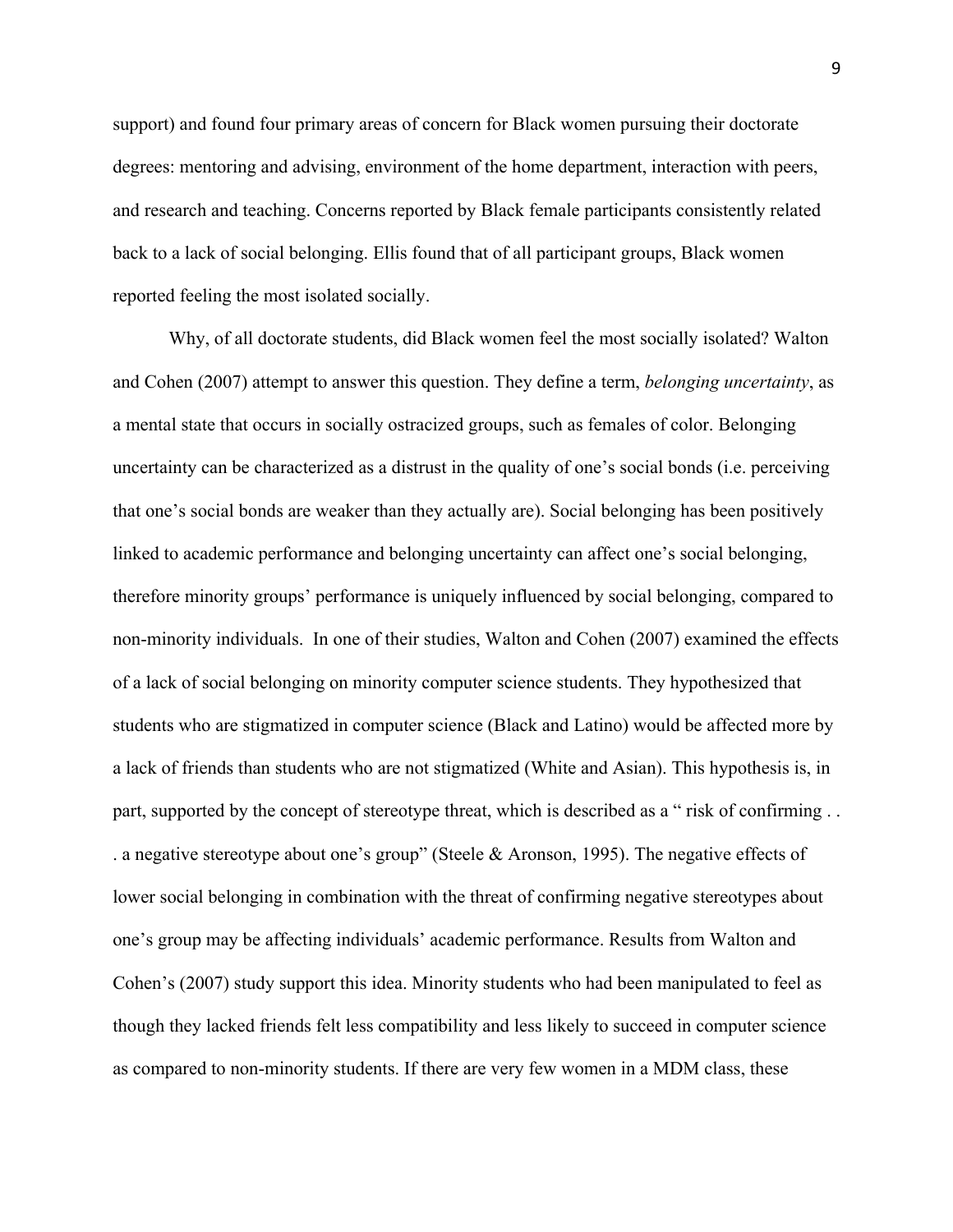support) and found four primary areas of concern for Black women pursuing their doctorate degrees: mentoring and advising, environment of the home department, interaction with peers, and research and teaching. Concerns reported by Black female participants consistently related back to a lack of social belonging. Ellis found that of all participant groups, Black women reported feeling the most isolated socially.

Why, of all doctorate students, did Black women feel the most socially isolated? Walton and Cohen (2007) attempt to answer this question. They define a term, *belonging uncertainty*, as a mental state that occurs in socially ostracized groups, such as females of color. Belonging uncertainty can be characterized as a distrust in the quality of one's social bonds (i.e. perceiving that one's social bonds are weaker than they actually are). Social belonging has been positively linked to academic performance and belonging uncertainty can affect one's social belonging, therefore minority groups' performance is uniquely influenced by social belonging, compared to non-minority individuals. In one of their studies, Walton and Cohen (2007) examined the effects of a lack of social belonging on minority computer science students. They hypothesized that students who are stigmatized in computer science (Black and Latino) would be affected more by a lack of friends than students who are not stigmatized (White and Asian). This hypothesis is, in part, supported by the concept of stereotype threat, which is described as a " risk of confirming . . . a negative stereotype about one's group" (Steele & Aronson, 1995). The negative effects of lower social belonging in combination with the threat of confirming negative stereotypes about one's group may be affecting individuals' academic performance. Results from Walton and Cohen's (2007) study support this idea. Minority students who had been manipulated to feel as though they lacked friends felt less compatibility and less likely to succeed in computer science as compared to non-minority students. If there are very few women in a MDM class, these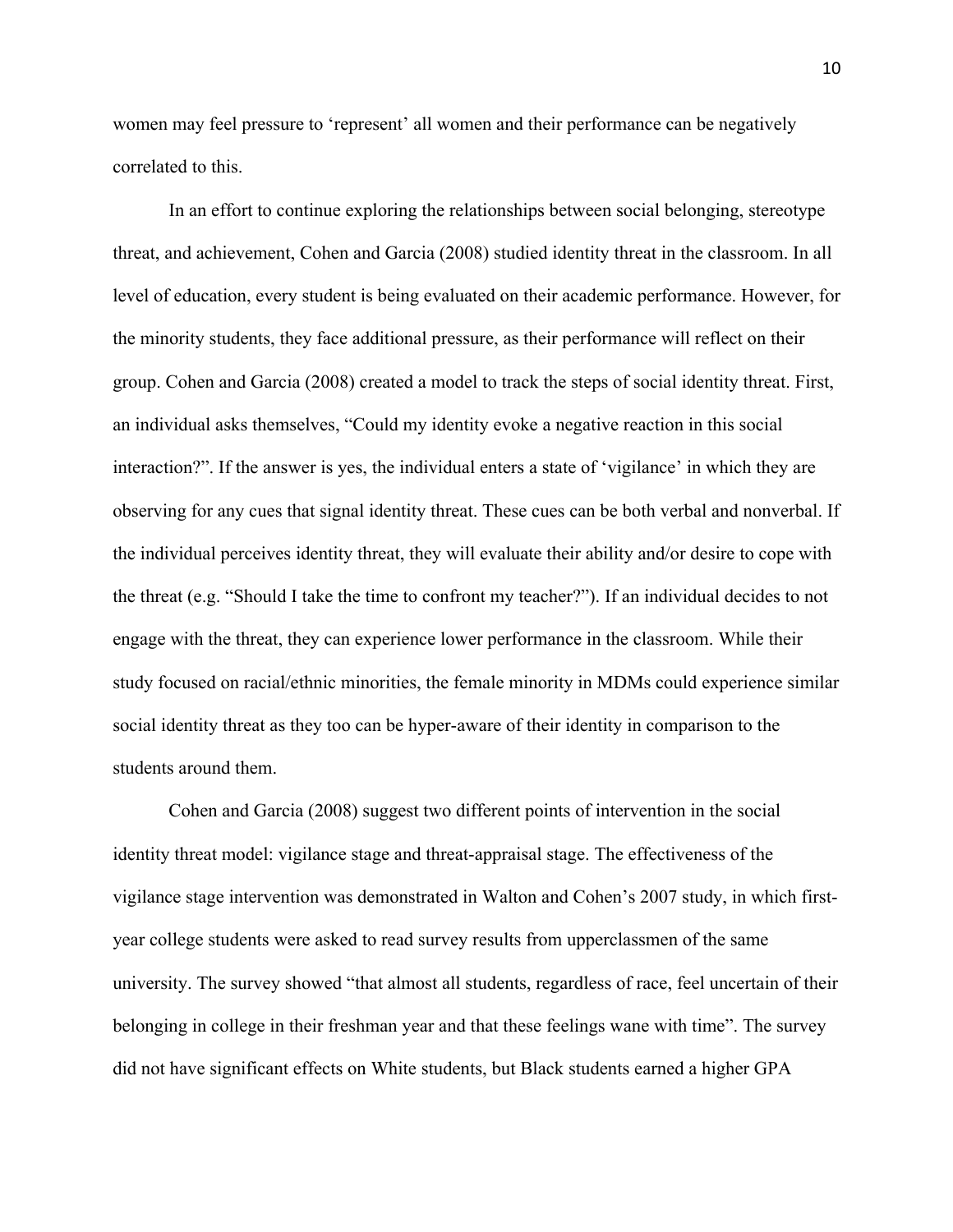women may feel pressure to 'represent' all women and their performance can be negatively correlated to this.

In an effort to continue exploring the relationships between social belonging, stereotype threat, and achievement, Cohen and Garcia (2008) studied identity threat in the classroom. In all level of education, every student is being evaluated on their academic performance. However, for the minority students, they face additional pressure, as their performance will reflect on their group. Cohen and Garcia (2008) created a model to track the steps of social identity threat. First, an individual asks themselves, "Could my identity evoke a negative reaction in this social interaction?". If the answer is yes, the individual enters a state of 'vigilance' in which they are observing for any cues that signal identity threat. These cues can be both verbal and nonverbal. If the individual perceives identity threat, they will evaluate their ability and/or desire to cope with the threat (e.g. "Should I take the time to confront my teacher?"). If an individual decides to not engage with the threat, they can experience lower performance in the classroom. While their study focused on racial/ethnic minorities, the female minority in MDMs could experience similar social identity threat as they too can be hyper-aware of their identity in comparison to the students around them.

Cohen and Garcia (2008) suggest two different points of intervention in the social identity threat model: vigilance stage and threat-appraisal stage. The effectiveness of the vigilance stage intervention was demonstrated in Walton and Cohen's 2007 study, in which first-year college students were asked to read survey results from upperclassmen of the same university. The survey showed "that almost all students, regardless of race, feel uncertain of their belonging in college in their freshman year and that these feelings wane with time". The survey did not have significant effects on White students, but Black students earned a higher GPA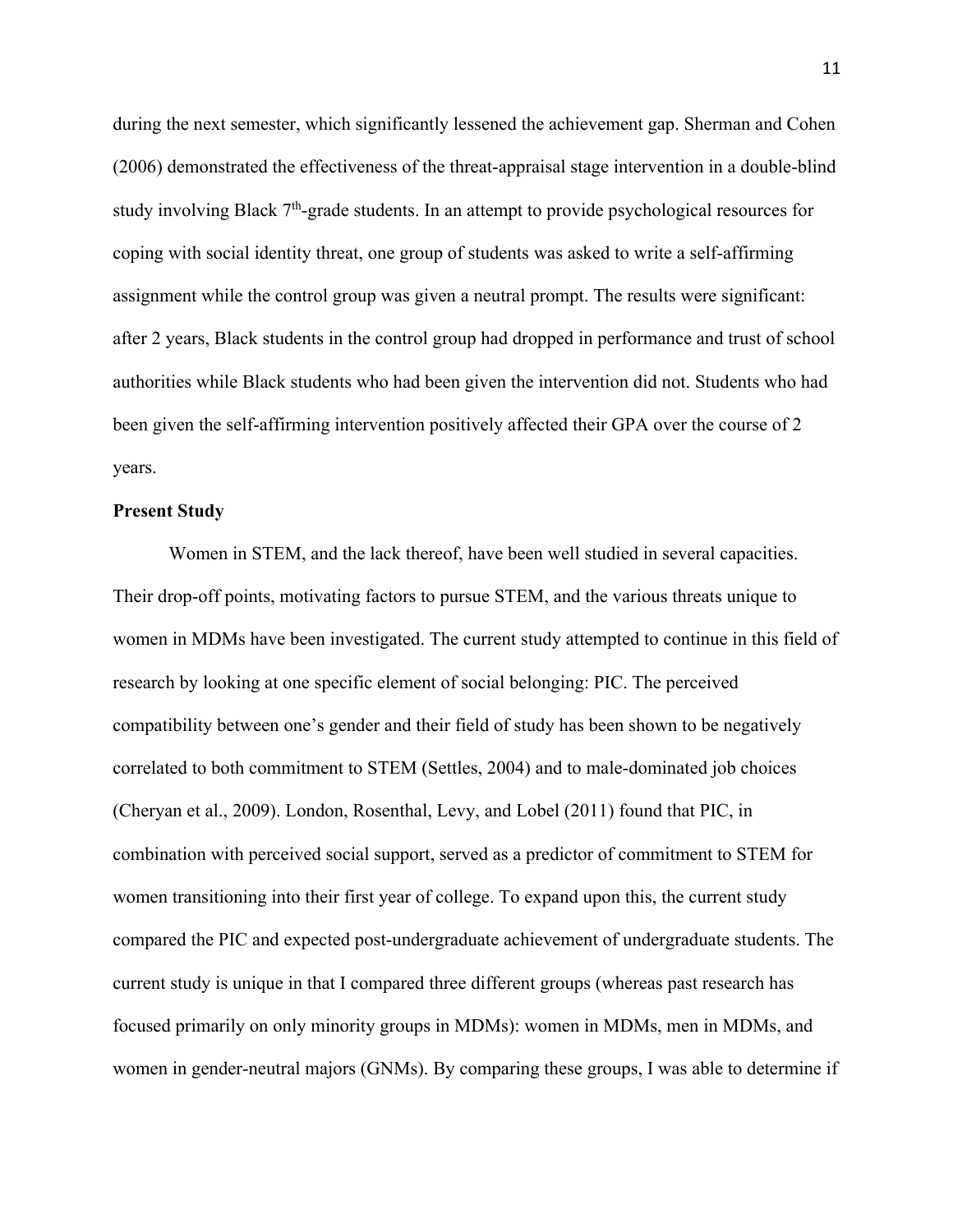during the next semester, which significantly lessened the achievement gap. Sherman and Cohen (2006) demonstrated the effectiveness of the threat-appraisal stage intervention in a double-blind study involving Black 7th-grade students. In an attempt to provide psychological resources for coping with social identity threat, one group of students was asked to write a self-affirming assignment while the control group was given a neutral prompt. The results were significant: after 2 years, Black students in the control group had dropped in performance and trust of school authorities while Black students who had been given the intervention did not. Students who had been given the self-affirming intervention positively affected their GPA over the course of 2 years.

**Present Study**

Women in STEM, and the lack thereof, have been well studied in several capacities. Their drop-off points, motivating factors to pursue STEM, and the various threats unique to women in MDMs have been investigated. The current study attempted to continue in this field of research by looking at one specific element of social belonging: PIC. The perceived compatibility between one's gender and their field of study has been shown to be negatively correlated to both commitment to STEM (Settles, 2004) and to male-dominated job choices (Cheryan et al., 2009). London, Rosenthal, Levy, and Lobel (2011) found that PIC, in combination with perceived social support, served as a predictor of commitment to STEM for women transitioning into their first year of college. To expand upon this, the current study compared the PIC and expected post-undergraduate achievement of undergraduate students. The current study is unique in that I compared three different groups (whereas past research has focused primarily on only minority groups in MDMs): women in MDMs, men in MDMs, and women in gender-neutral majors (GNMs). By comparing these groups, I was able to determine if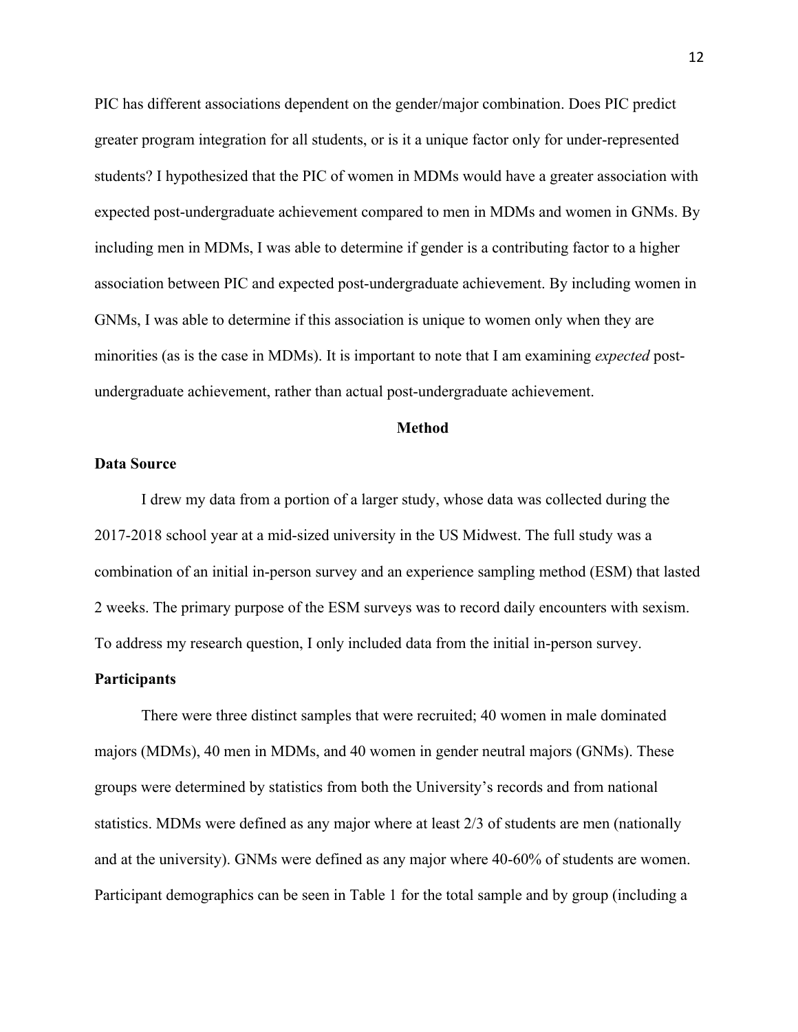PIC has different associations dependent on the gender/major combination. Does PIC predict greater program integration for all students, or is it a unique factor only for under-represented students? I hypothesized that the PIC of women in MDMs would have a greater association with expected post-undergraduate achievement compared to men in MDMs and women in GNMs. By including men in MDMs, I was able to determine if gender is a contributing factor to a higher association between PIC and expected post-undergraduate achievement. By including women in GNMs, I was able to determine if this association is unique to women only when they are minorities (as is the case in MDMs). It is important to note that I am examining *expected* post-undergraduate achievement, rather than actual post-undergraduate achievement.

## Method

### Data Source

I drew my data from a portion of a larger study, whose data was collected during the 2017-2018 school year at a mid-sized university in the US Midwest. The full study was a combination of an initial in-person survey and an experience sampling method (ESM) that lasted 2 weeks. The primary purpose of the ESM surveys was to record daily encounters with sexism. To address my research question, I only included data from the initial in-person survey.

### Participants

There were three distinct samples that were recruited; 40 women in male dominated majors (MDMs), 40 men in MDMs, and 40 women in gender neutral majors (GNMs). These groups were determined by statistics from both the University's records and from national statistics. MDMs were defined as any major where at least 2/3 of students are men (nationally and at the university). GNMs were defined as any major where 40-60% of students are women. Participant demographics can be seen in Table 1 for the total sample and by group (including a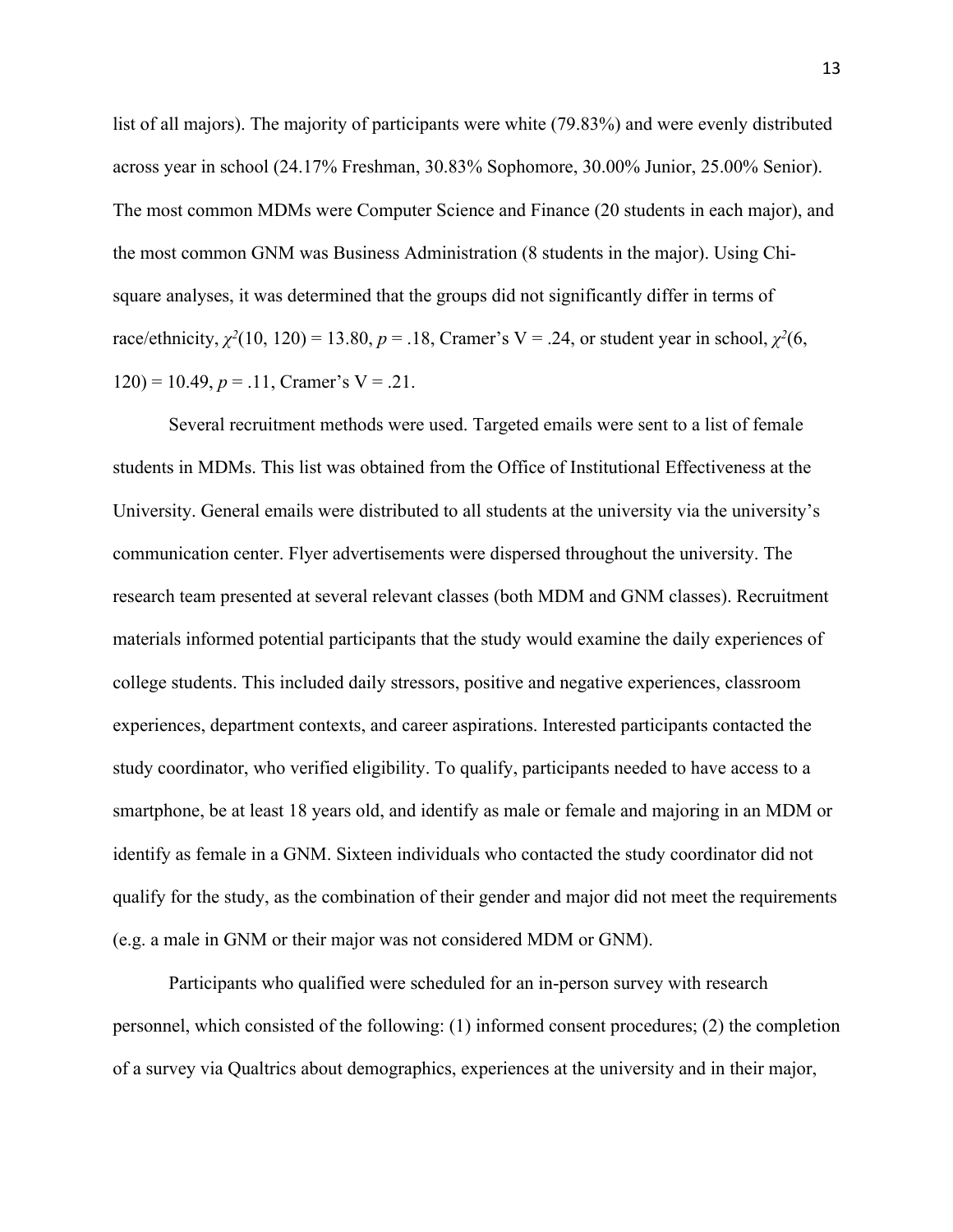list of all majors). The majority of participants were white (79.83%) and were evenly distributed across year in school (24.17% Freshman, 30.83% Sophomore, 30.00% Junior, 25.00% Senior). The most common MDMs were Computer Science and Finance (20 students in each major), and the most common GNM was Business Administration (8 students in the major). Using Chi-square analyses, it was determined that the groups did not significantly differ in terms of race/ethnicity, $\chi^2(10, 120) = 13.80$, $p = .18$, Cramer's V = .24, or student year in school, $\chi^2(6, 120) = 10.49$, $p = .11$, Cramer's V = .21.

Several recruitment methods were used. Targeted emails were sent to a list of female students in MDMs. This list was obtained from the Office of Institutional Effectiveness at the University. General emails were distributed to all students at the university via the university's communication center. Flyer advertisements were dispersed throughout the university. The research team presented at several relevant classes (both MDM and GNM classes). Recruitment materials informed potential participants that the study would examine the daily experiences of college students. This included daily stressors, positive and negative experiences, classroom experiences, department contexts, and career aspirations. Interested participants contacted the study coordinator, who verified eligibility. To qualify, participants needed to have access to a smartphone, be at least 18 years old, and identify as male or female and majoring in an MDM or identify as female in a GNM. Sixteen individuals who contacted the study coordinator did not qualify for the study, as the combination of their gender and major did not meet the requirements (e.g. a male in GNM or their major was not considered MDM or GNM).

Participants who qualified were scheduled for an in-person survey with research personnel, which consisted of the following: (1) informed consent procedures; (2) the completion of a survey via Qualtrics about demographics, experiences at the university and in their major,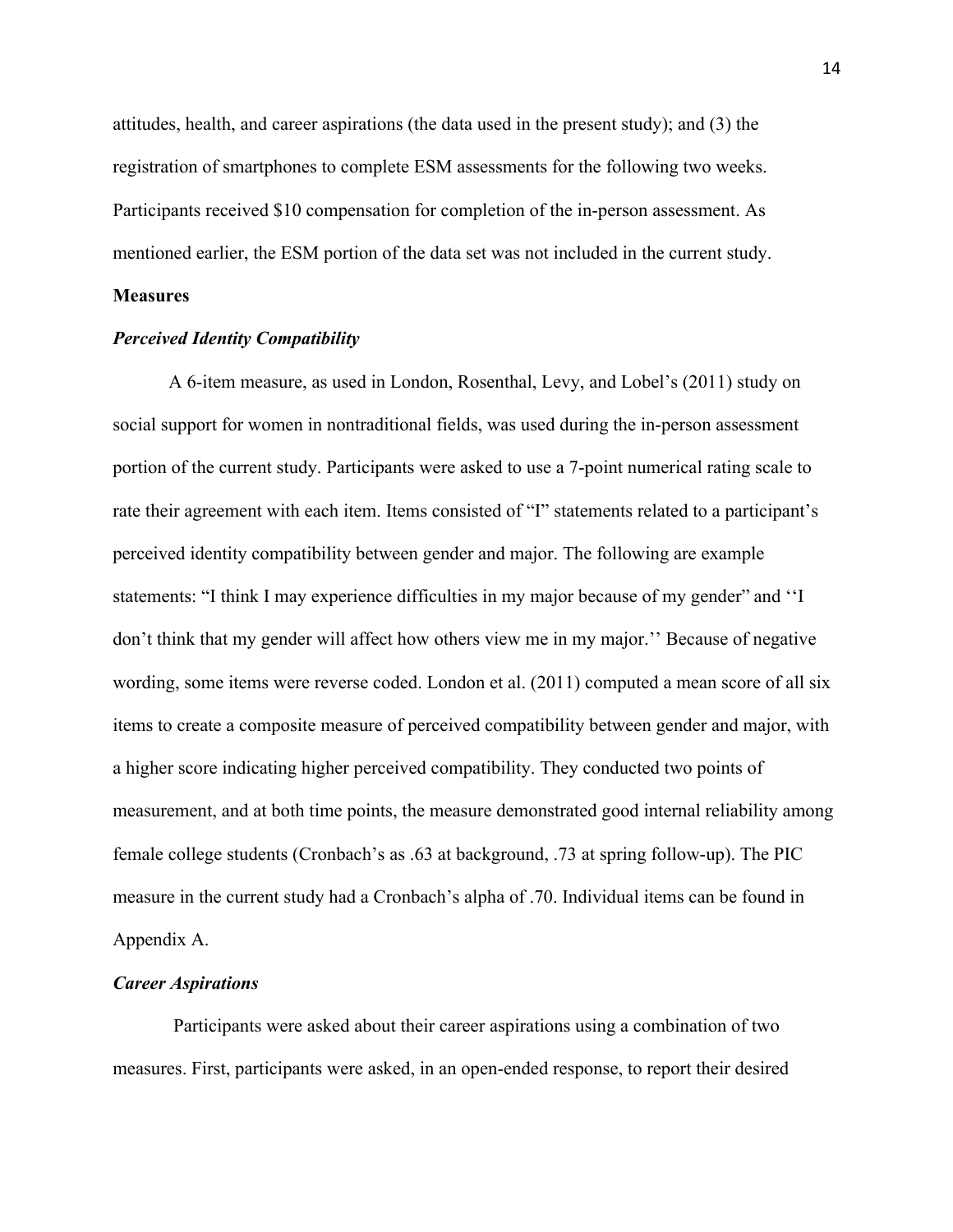attitudes, health, and career aspirations (the data used in the present study); and (3) the registration of smartphones to complete ESM assessments for the following two weeks. Participants received $10 compensation for completion of the in-person assessment. As mentioned earlier, the ESM portion of the data set was not included in the current study.

**Measures**

***Perceived Identity Compatibility***

A 6-item measure, as used in London, Rosenthal, Levy, and Lobel's (2011) study on social support for women in nontraditional fields, was used during the in-person assessment portion of the current study. Participants were asked to use a 7-point numerical rating scale to rate their agreement with each item. Items consisted of "I" statements related to a participant's perceived identity compatibility between gender and major. The following are example statements: "I think I may experience difficulties in my major because of my gender" and ''I don't think that my gender will affect how others view me in my major.'' Because of negative wording, some items were reverse coded. London et al. (2011) computed a mean score of all six items to create a composite measure of perceived compatibility between gender and major, with a higher score indicating higher perceived compatibility. They conducted two points of measurement, and at both time points, the measure demonstrated good internal reliability among female college students (Cronbach's as .63 at background, .73 at spring follow-up). The PIC measure in the current study had a Cronbach's alpha of .70. Individual items can be found in Appendix A.

***Career Aspirations***

Participants were asked about their career aspirations using a combination of two measures. First, participants were asked, in an open-ended response, to report their desired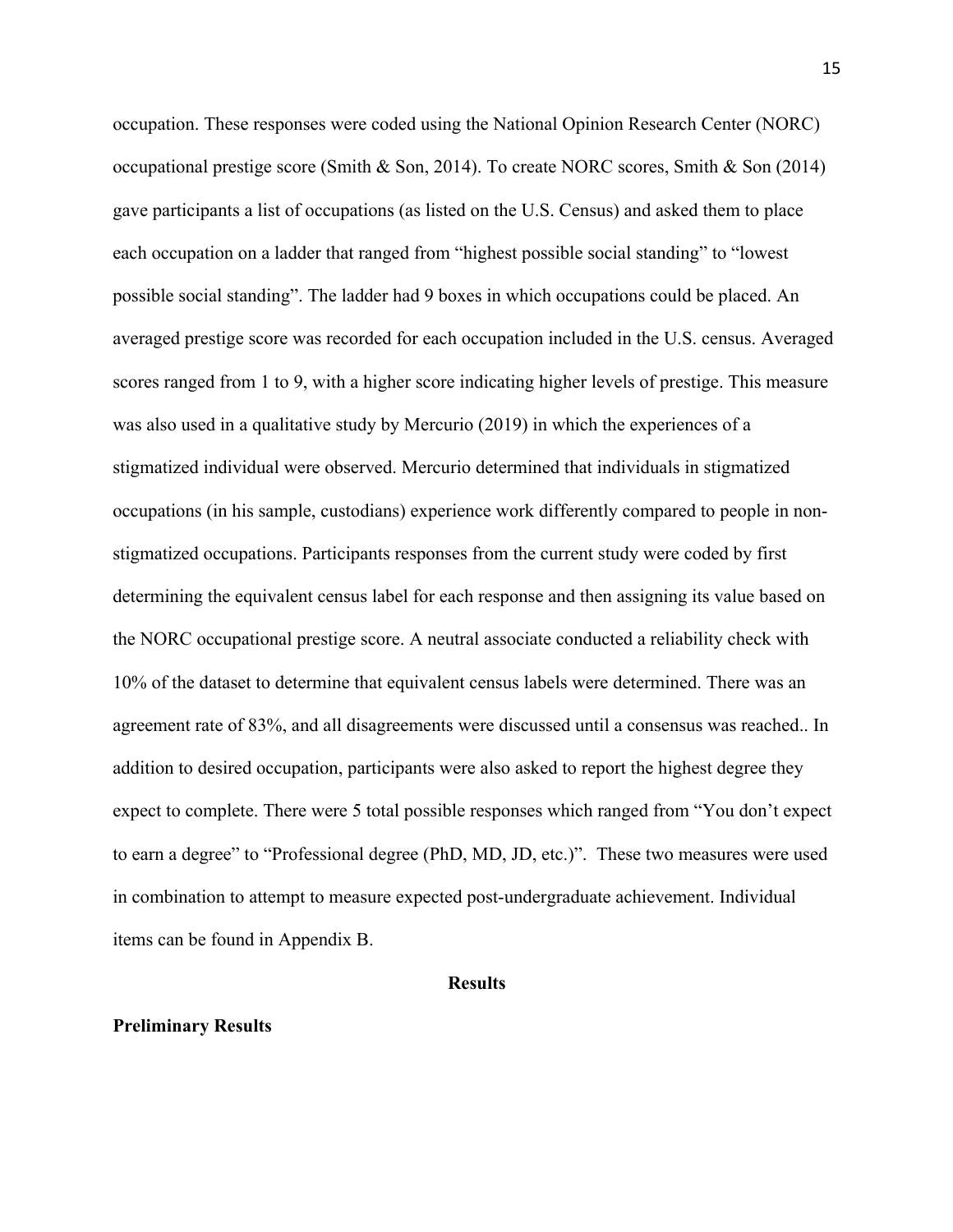occupation. These responses were coded using the National Opinion Research Center (NORC) occupational prestige score (Smith & Son, 2014). To create NORC scores, Smith & Son (2014) gave participants a list of occupations (as listed on the U.S. Census) and asked them to place each occupation on a ladder that ranged from "highest possible social standing" to "lowest possible social standing". The ladder had 9 boxes in which occupations could be placed. An averaged prestige score was recorded for each occupation included in the U.S. census. Averaged scores ranged from 1 to 9, with a higher score indicating higher levels of prestige. This measure was also used in a qualitative study by Mercurio (2019) in which the experiences of a stigmatized individual were observed. Mercurio determined that individuals in stigmatized occupations (in his sample, custodians) experience work differently compared to people in non-stigmatized occupations. Participants responses from the current study were coded by first determining the equivalent census label for each response and then assigning its value based on the NORC occupational prestige score. A neutral associate conducted a reliability check with 10% of the dataset to determine that equivalent census labels were determined. There was an agreement rate of 83%, and all disagreements were discussed until a consensus was reached.. In addition to desired occupation, participants were also asked to report the highest degree they expect to complete. There were 5 total possible responses which ranged from "You don't expect to earn a degree" to "Professional degree (PhD, MD, JD, etc.)". These two measures were used in combination to attempt to measure expected post-undergraduate achievement. Individual items can be found in Appendix B.

## Results

### Preliminary Results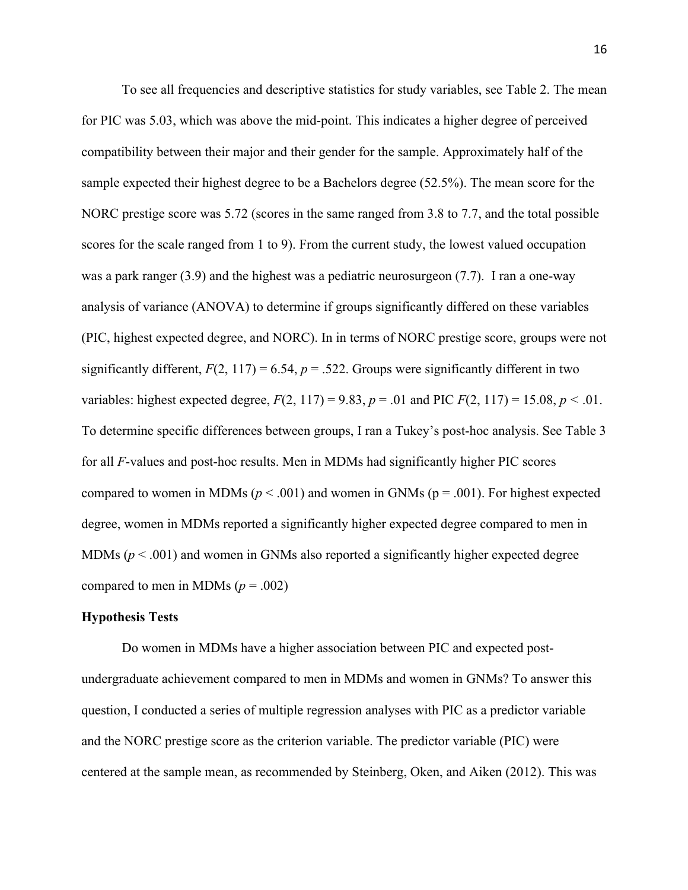To see all frequencies and descriptive statistics for study variables, see Table 2. The mean for PIC was 5.03, which was above the mid-point. This indicates a higher degree of perceived compatibility between their major and their gender for the sample. Approximately half of the sample expected their highest degree to be a Bachelors degree (52.5%). The mean score for the NORC prestige score was 5.72 (scores in the same ranged from 3.8 to 7.7, and the total possible scores for the scale ranged from 1 to 9). From the current study, the lowest valued occupation was a park ranger (3.9) and the highest was a pediatric neurosurgeon (7.7). I ran a one-way analysis of variance (ANOVA) to determine if groups significantly differed on these variables (PIC, highest expected degree, and NORC). In in terms of NORC prestige score, groups were not significantly different, $F(2, 117) = 6.54$, $p = .522$. Groups were significantly different in two variables: highest expected degree, $F(2, 117) = 9.83$, $p = .01$ and PIC $F(2, 117) = 15.08$, $p < .01$. To determine specific differences between groups, I ran a Tukey's post-hoc analysis. See Table 3 for all *F*-values and post-hoc results. Men in MDMs had significantly higher PIC scores compared to women in MDMs ($p < .001$) and women in GNMs ($p = .001$). For highest expected degree, women in MDMs reported a significantly higher expected degree compared to men in MDMs ($p < .001$) and women in GNMs also reported a significantly higher expected degree compared to men in MDMs ($p = .002$)

**Hypothesis Tests**

Do women in MDMs have a higher association between PIC and expected post-undergraduate achievement compared to men in MDMs and women in GNMs? To answer this question, I conducted a series of multiple regression analyses with PIC as a predictor variable and the NORC prestige score as the criterion variable. The predictor variable (PIC) were centered at the sample mean, as recommended by Steinberg, Oken, and Aiken (2012). This was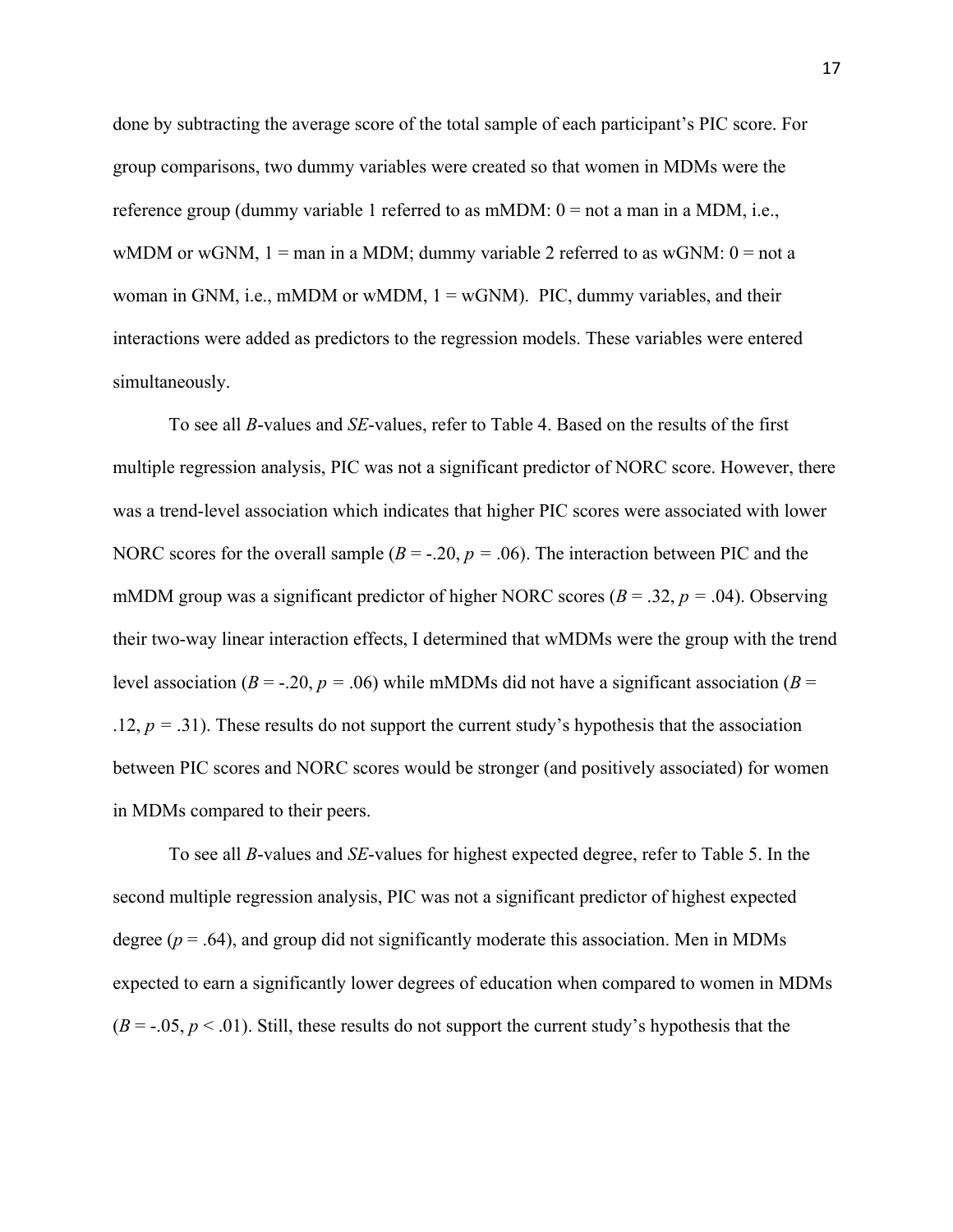done by subtracting the average score of the total sample of each participant's PIC score. For group comparisons, two dummy variables were created so that women in MDMs were the reference group (dummy variable 1 referred to as mMDM: 0 = not a man in a MDM, i.e., wMDM or wGNM, 1 = man in a MDM; dummy variable 2 referred to as wGNM: 0 = not a woman in GNM, i.e., mMDM or wMDM, 1 = wGNM). PIC, dummy variables, and their interactions were added as predictors to the regression models. These variables were entered simultaneously.

To see all *B*-values and *SE*-values, refer to Table 4. Based on the results of the first multiple regression analysis, PIC was not a significant predictor of NORC score. However, there was a trend-level association which indicates that higher PIC scores were associated with lower NORC scores for the overall sample ($B = -.20$, $p = .06$). The interaction between PIC and the mMDM group was a significant predictor of higher NORC scores ($B = .32$, $p = .04$). Observing their two-way linear interaction effects, I determined that wMDMs were the group with the trend level association ($B = -.20$, $p = .06$) while mMDMs did not have a significant association ($B = .12$, $p = .31$). These results do not support the current study's hypothesis that the association between PIC scores and NORC scores would be stronger (and positively associated) for women in MDMs compared to their peers.

To see all *B*-values and *SE*-values for highest expected degree, refer to Table 5. In the second multiple regression analysis, PIC was not a significant predictor of highest expected degree ($p = .64$), and group did not significantly moderate this association. Men in MDMs expected to earn a significantly lower degrees of education when compared to women in MDMs ($B = -.05$, $p < .01$). Still, these results do not support the current study's hypothesis that the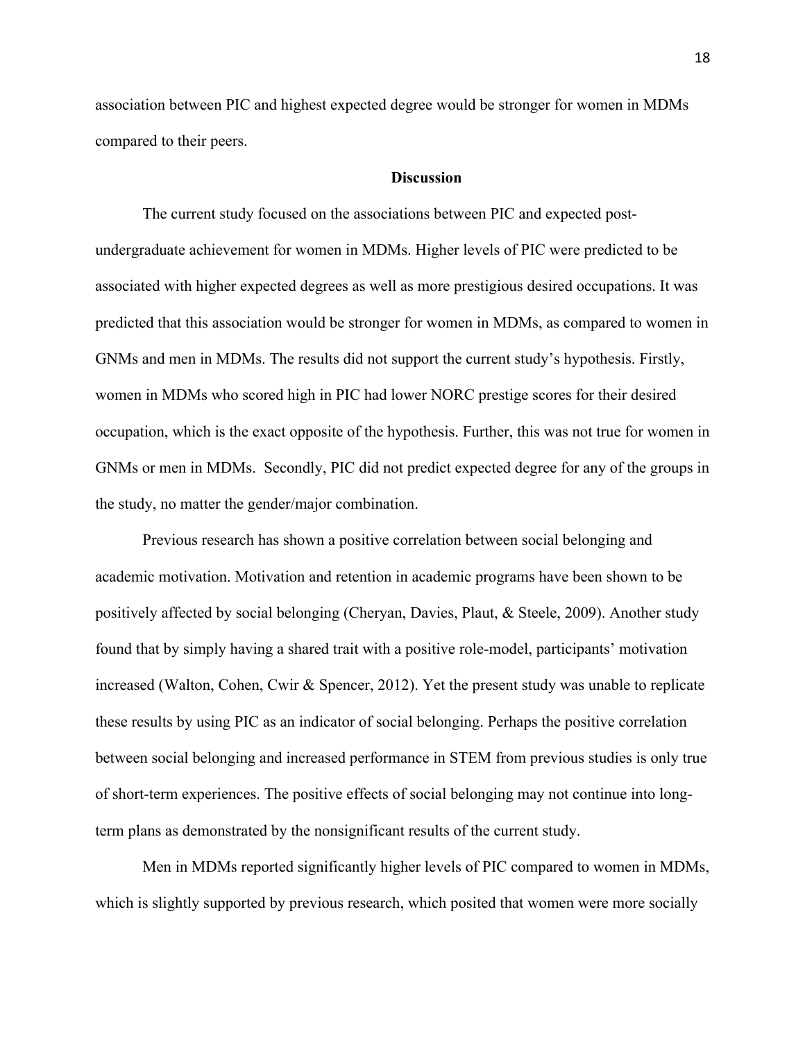association between PIC and highest expected degree would be stronger for women in MDMs compared to their peers.

## Discussion

The current study focused on the associations between PIC and expected post-undergraduate achievement for women in MDMs. Higher levels of PIC were predicted to be associated with higher expected degrees as well as more prestigious desired occupations. It was predicted that this association would be stronger for women in MDMs, as compared to women in GNMs and men in MDMs. The results did not support the current study's hypothesis. Firstly, women in MDMs who scored high in PIC had lower NORC prestige scores for their desired occupation, which is the exact opposite of the hypothesis. Further, this was not true for women in GNMs or men in MDMs. Secondly, PIC did not predict expected degree for any of the groups in the study, no matter the gender/major combination.

Previous research has shown a positive correlation between social belonging and academic motivation. Motivation and retention in academic programs have been shown to be positively affected by social belonging (Cheryan, Davies, Plaut, & Steele, 2009). Another study found that by simply having a shared trait with a positive role-model, participants' motivation increased (Walton, Cohen, Cwir & Spencer, 2012). Yet the present study was unable to replicate these results by using PIC as an indicator of social belonging. Perhaps the positive correlation between social belonging and increased performance in STEM from previous studies is only true of short-term experiences. The positive effects of social belonging may not continue into long-term plans as demonstrated by the nonsignificant results of the current study.

Men in MDMs reported significantly higher levels of PIC compared to women in MDMs, which is slightly supported by previous research, which posited that women were more socially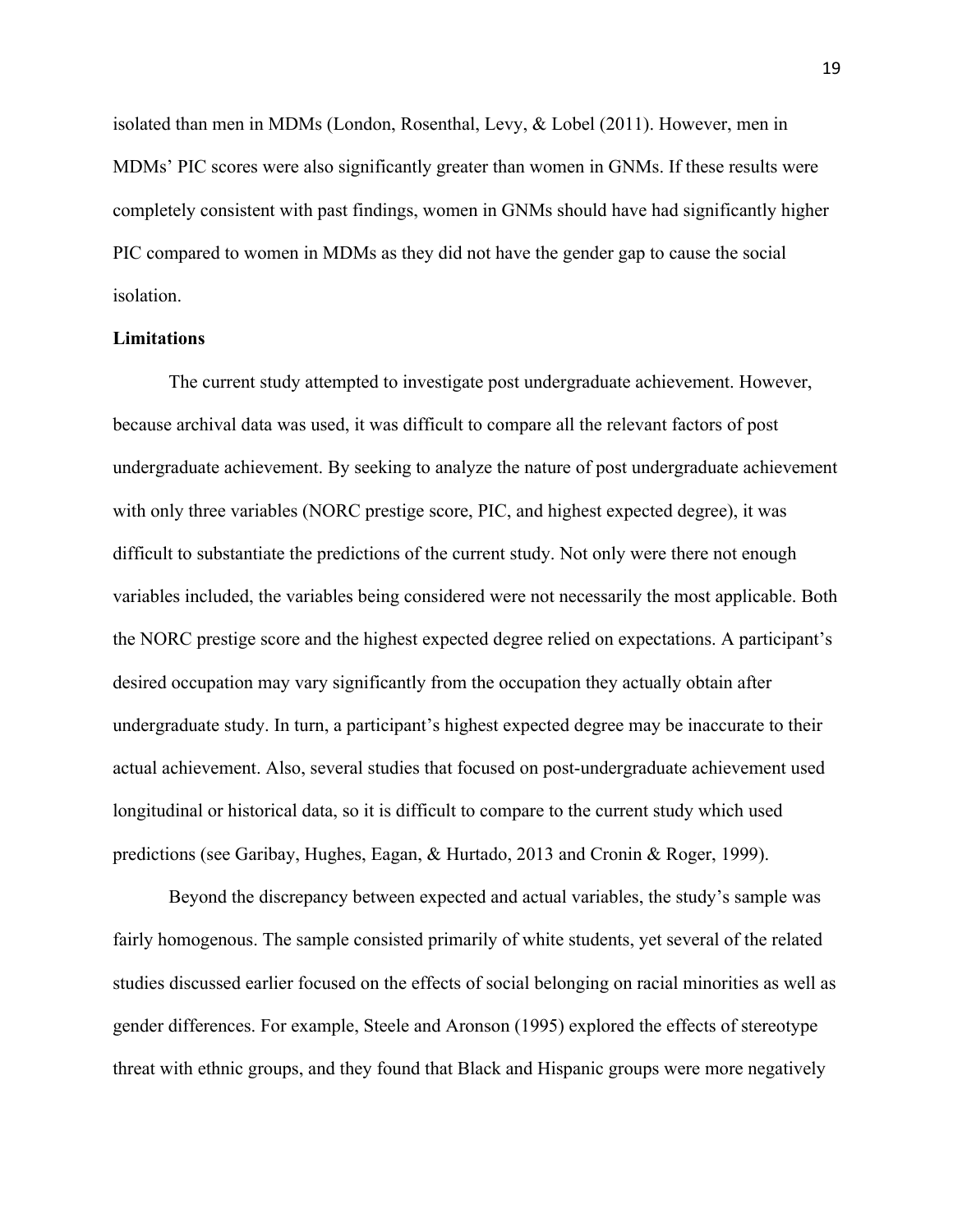isolated than men in MDMs (London, Rosenthal, Levy, & Lobel (2011). However, men in MDMs' PIC scores were also significantly greater than women in GNMs. If these results were completely consistent with past findings, women in GNMs should have had significantly higher PIC compared to women in MDMs as they did not have the gender gap to cause the social isolation.

**Limitations**

The current study attempted to investigate post undergraduate achievement. However, because archival data was used, it was difficult to compare all the relevant factors of post undergraduate achievement. By seeking to analyze the nature of post undergraduate achievement with only three variables (NORC prestige score, PIC, and highest expected degree), it was difficult to substantiate the predictions of the current study. Not only were there not enough variables included, the variables being considered were not necessarily the most applicable. Both the NORC prestige score and the highest expected degree relied on expectations. A participant's desired occupation may vary significantly from the occupation they actually obtain after undergraduate study. In turn, a participant's highest expected degree may be inaccurate to their actual achievement. Also, several studies that focused on post-undergraduate achievement used longitudinal or historical data, so it is difficult to compare to the current study which used predictions (see Garibay, Hughes, Eagan, & Hurtado, 2013 and Cronin & Roger, 1999).

Beyond the discrepancy between expected and actual variables, the study's sample was fairly homogenous. The sample consisted primarily of white students, yet several of the related studies discussed earlier focused on the effects of social belonging on racial minorities as well as gender differences. For example, Steele and Aronson (1995) explored the effects of stereotype threat with ethnic groups, and they found that Black and Hispanic groups were more negatively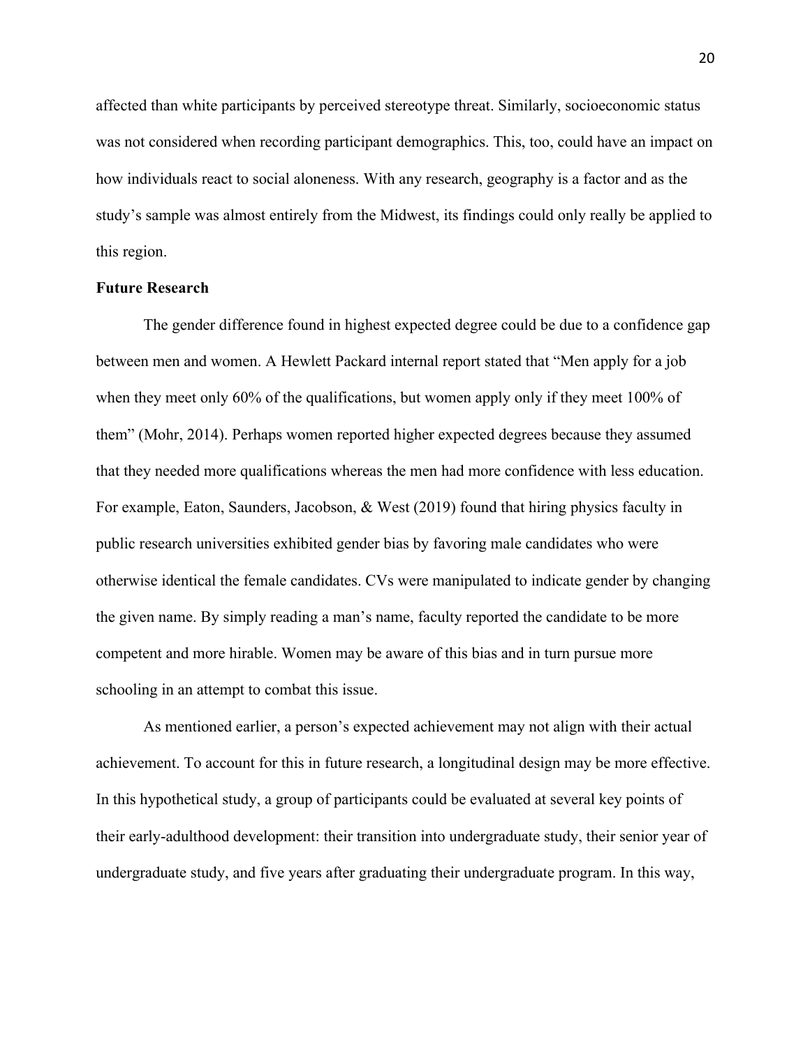affected than white participants by perceived stereotype threat. Similarly, socioeconomic status was not considered when recording participant demographics. This, too, could have an impact on how individuals react to social aloneness. With any research, geography is a factor and as the study's sample was almost entirely from the Midwest, its findings could only really be applied to this region.

**Future Research**

The gender difference found in highest expected degree could be due to a confidence gap between men and women. A Hewlett Packard internal report stated that "Men apply for a job when they meet only 60% of the qualifications, but women apply only if they meet 100% of them" (Mohr, 2014). Perhaps women reported higher expected degrees because they assumed that they needed more qualifications whereas the men had more confidence with less education. For example, Eaton, Saunders, Jacobson, & West (2019) found that hiring physics faculty in public research universities exhibited gender bias by favoring male candidates who were otherwise identical the female candidates. CVs were manipulated to indicate gender by changing the given name. By simply reading a man's name, faculty reported the candidate to be more competent and more hirable. Women may be aware of this bias and in turn pursue more schooling in an attempt to combat this issue.

As mentioned earlier, a person's expected achievement may not align with their actual achievement. To account for this in future research, a longitudinal design may be more effective. In this hypothetical study, a group of participants could be evaluated at several key points of their early-adulthood development: their transition into undergraduate study, their senior year of undergraduate study, and five years after graduating their undergraduate program. In this way,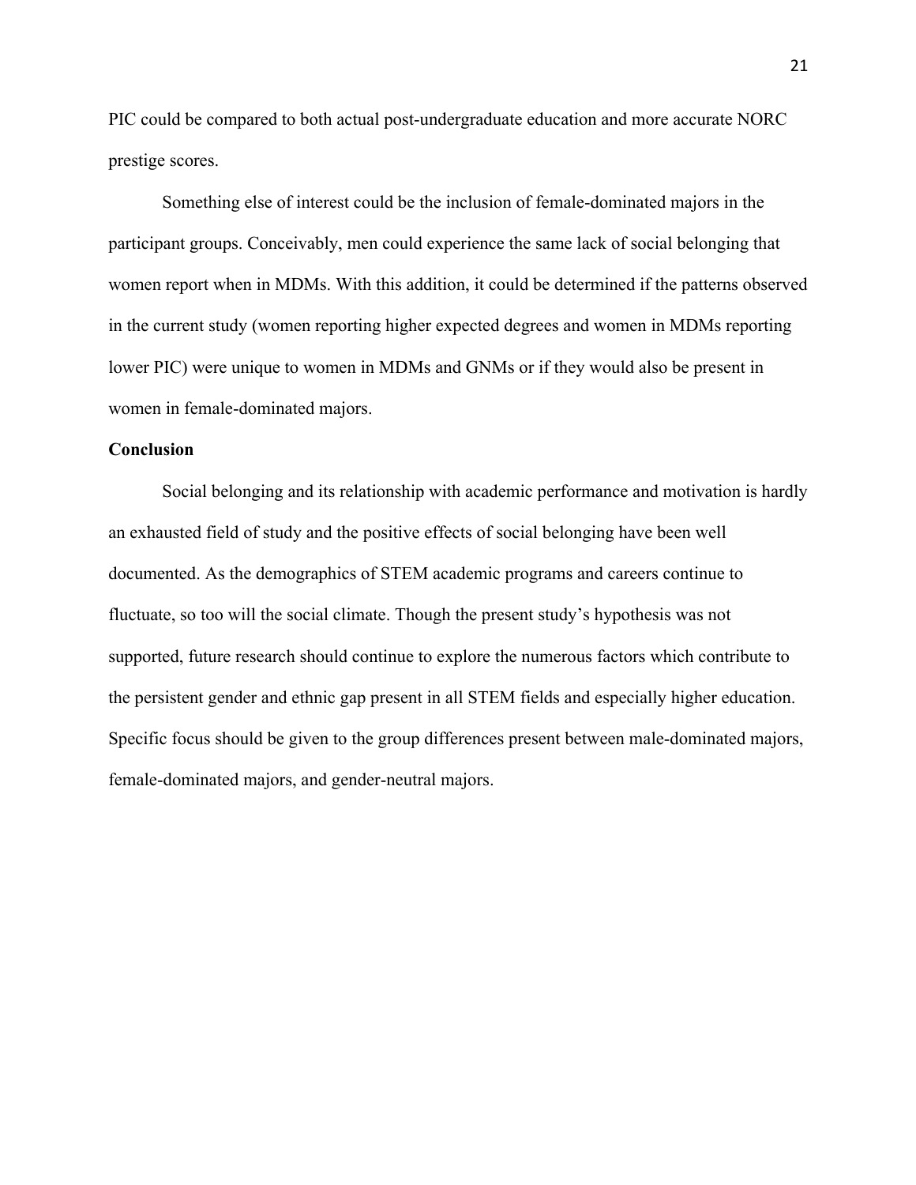PIC could be compared to both actual post-undergraduate education and more accurate NORC prestige scores.

Something else of interest could be the inclusion of female-dominated majors in the participant groups. Conceivably, men could experience the same lack of social belonging that women report when in MDMs. With this addition, it could be determined if the patterns observed in the current study (women reporting higher expected degrees and women in MDMs reporting lower PIC) were unique to women in MDMs and GNMs or if they would also be present in women in female-dominated majors.

**Conclusion**

Social belonging and its relationship with academic performance and motivation is hardly an exhausted field of study and the positive effects of social belonging have been well documented. As the demographics of STEM academic programs and careers continue to fluctuate, so too will the social climate. Though the present study's hypothesis was not supported, future research should continue to explore the numerous factors which contribute to the persistent gender and ethnic gap present in all STEM fields and especially higher education. Specific focus should be given to the group differences present between male-dominated majors, female-dominated majors, and gender-neutral majors.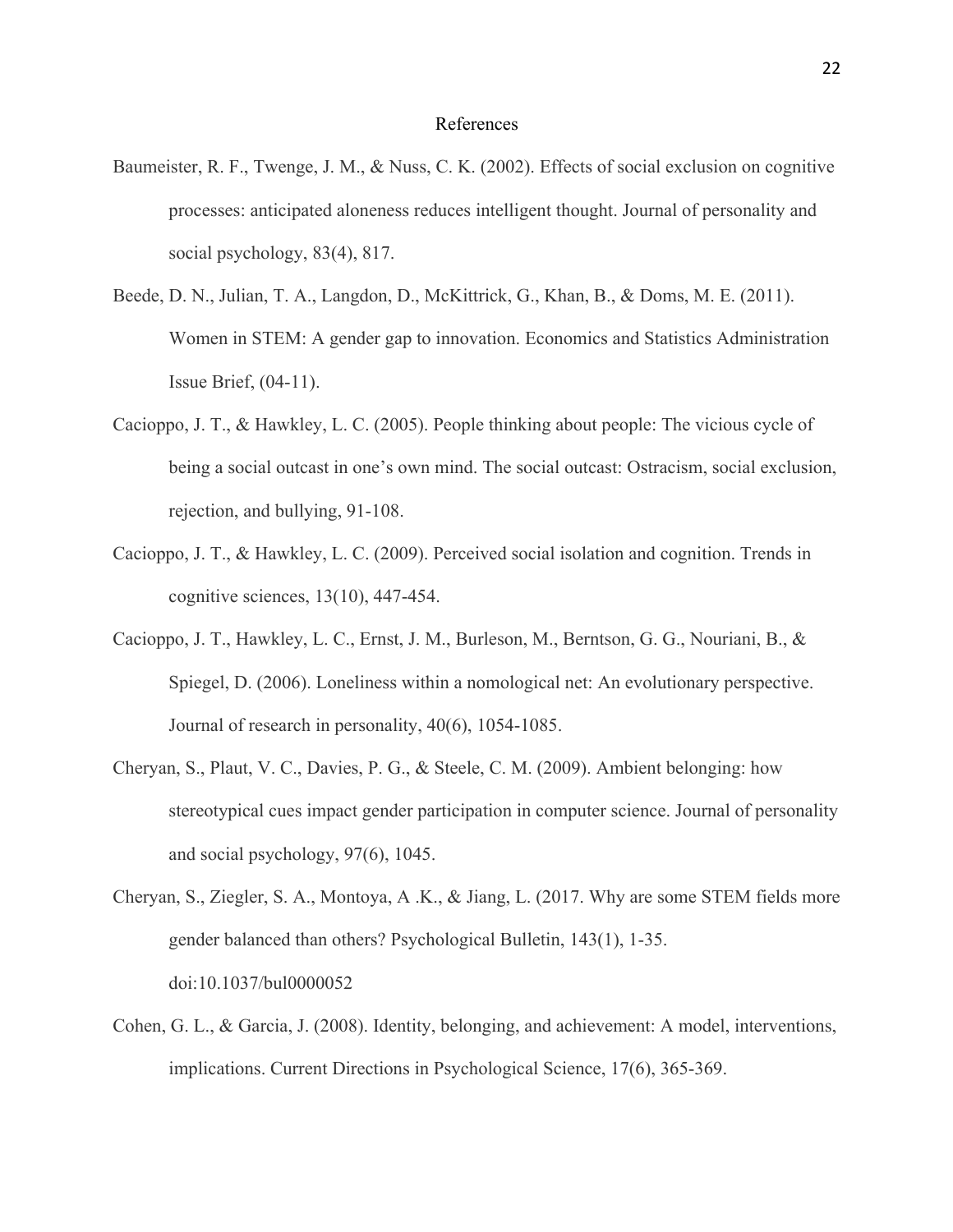# References

Baumeister, R. F., Twenge, J. M., & Nuss, C. K. (2002). Effects of social exclusion on cognitive processes: anticipated aloneness reduces intelligent thought. Journal of personality and social psychology, 83(4), 817.

Beede, D. N., Julian, T. A., Langdon, D., McKittrick, G., Khan, B., & Doms, M. E. (2011). Women in STEM: A gender gap to innovation. Economics and Statistics Administration Issue Brief, (04-11).

Cacioppo, J. T., & Hawkley, L. C. (2005). People thinking about people: The vicious cycle of being a social outcast in one's own mind. The social outcast: Ostracism, social exclusion, rejection, and bullying, 91-108.

Cacioppo, J. T., & Hawkley, L. C. (2009). Perceived social isolation and cognition. Trends in cognitive sciences, 13(10), 447-454.

Cacioppo, J. T., Hawkley, L. C., Ernst, J. M., Burleson, M., Berntson, G. G., Nouriani, B., & Spiegel, D. (2006). Loneliness within a nomological net: An evolutionary perspective. Journal of research in personality, 40(6), 1054-1085.

Cheryan, S., Plaut, V. C., Davies, P. G., & Steele, C. M. (2009). Ambient belonging: how stereotypical cues impact gender participation in computer science. Journal of personality and social psychology, 97(6), 1045.

Cheryan, S., Ziegler, S. A., Montoya, A .K., & Jiang, L. (2017. Why are some STEM fields more gender balanced than others? Psychological Bulletin, 143(1), 1-35. doi:10.1037/bul0000052

Cohen, G. L., & Garcia, J. (2008). Identity, belonging, and achievement: A model, interventions, implications. Current Directions in Psychological Science, 17(6), 365-369.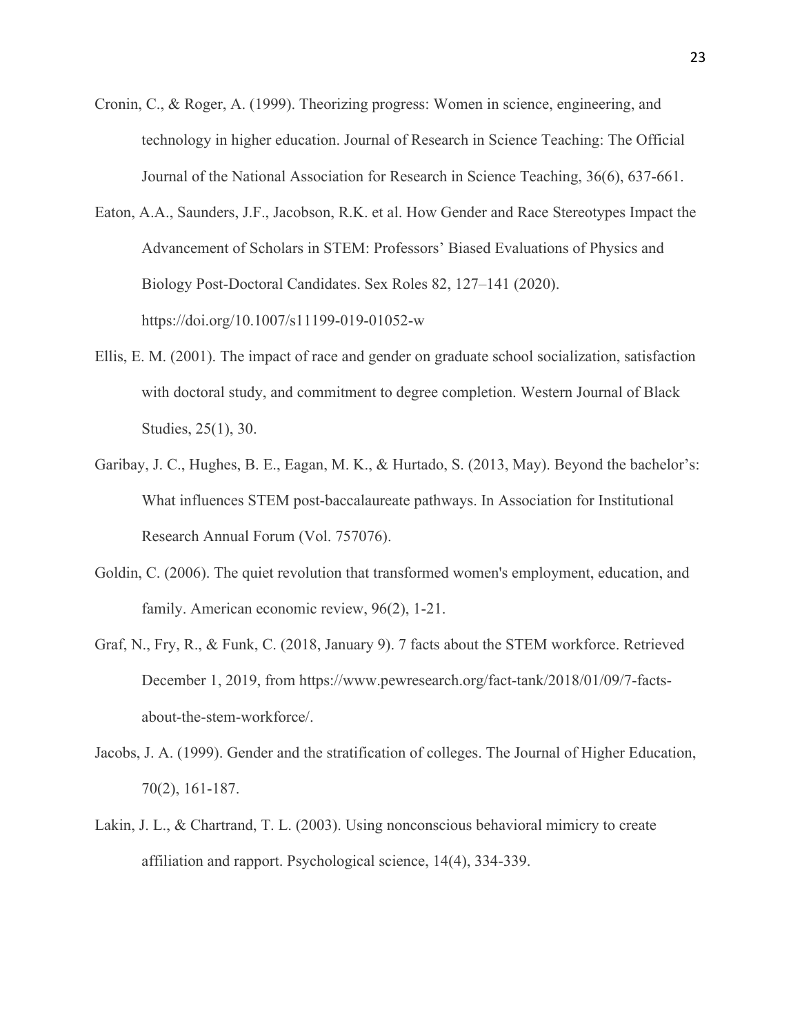Cronin, C., & Roger, A. (1999). Theorizing progress: Women in science, engineering, and technology in higher education. Journal of Research in Science Teaching: The Official Journal of the National Association for Research in Science Teaching, 36(6), 637-661.

Eaton, A.A., Saunders, J.F., Jacobson, R.K. et al. How Gender and Race Stereotypes Impact the Advancement of Scholars in STEM: Professors' Biased Evaluations of Physics and Biology Post-Doctoral Candidates. Sex Roles 82, 127–141 (2020). https://doi.org/10.1007/s11199-019-01052-w

Ellis, E. M. (2001). The impact of race and gender on graduate school socialization, satisfaction with doctoral study, and commitment to degree completion. Western Journal of Black Studies, 25(1), 30.

Garibay, J. C., Hughes, B. E., Eagan, M. K., & Hurtado, S. (2013, May). Beyond the bachelor's: What influences STEM post-baccalaureate pathways. In Association for Institutional Research Annual Forum (Vol. 757076).

Goldin, C. (2006). The quiet revolution that transformed women's employment, education, and family. American economic review, 96(2), 1-21.

Graf, N., Fry, R., & Funk, C. (2018, January 9). 7 facts about the STEM workforce. Retrieved December 1, 2019, from https://www.pewresearch.org/fact-tank/2018/01/09/7-facts-about-the-stem-workforce/.

Jacobs, J. A. (1999). Gender and the stratification of colleges. The Journal of Higher Education, 70(2), 161-187.

Lakin, J. L., & Chartrand, T. L. (2003). Using nonconscious behavioral mimicry to create affiliation and rapport. Psychological science, 14(4), 334-339.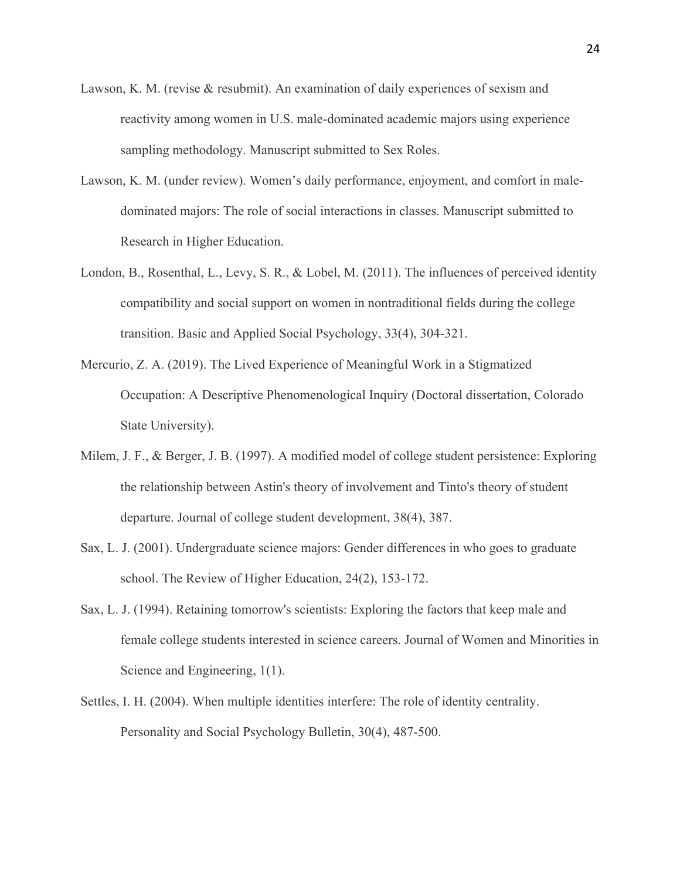Lawson, K. M. (revise & resubmit). An examination of daily experiences of sexism and reactivity among women in U.S. male-dominated academic majors using experience sampling methodology. Manuscript submitted to Sex Roles.

Lawson, K. M. (under review). Women's daily performance, enjoyment, and comfort in male-dominated majors: The role of social interactions in classes. Manuscript submitted to Research in Higher Education.

London, B., Rosenthal, L., Levy, S. R., & Lobel, M. (2011). The influences of perceived identity compatibility and social support on women in nontraditional fields during the college transition. Basic and Applied Social Psychology, 33(4), 304-321.

Mercurio, Z. A. (2019). The Lived Experience of Meaningful Work in a Stigmatized Occupation: A Descriptive Phenomenological Inquiry (Doctoral dissertation, Colorado State University).

Milem, J. F., & Berger, J. B. (1997). A modified model of college student persistence: Exploring the relationship between Astin's theory of involvement and Tinto's theory of student departure. Journal of college student development, 38(4), 387.

Sax, L. J. (2001). Undergraduate science majors: Gender differences in who goes to graduate school. The Review of Higher Education, 24(2), 153-172.

Sax, L. J. (1994). Retaining tomorrow's scientists: Exploring the factors that keep male and female college students interested in science careers. Journal of Women and Minorities in Science and Engineering, 1(1).

Settles, I. H. (2004). When multiple identities interfere: The role of identity centrality. Personality and Social Psychology Bulletin, 30(4), 487-500.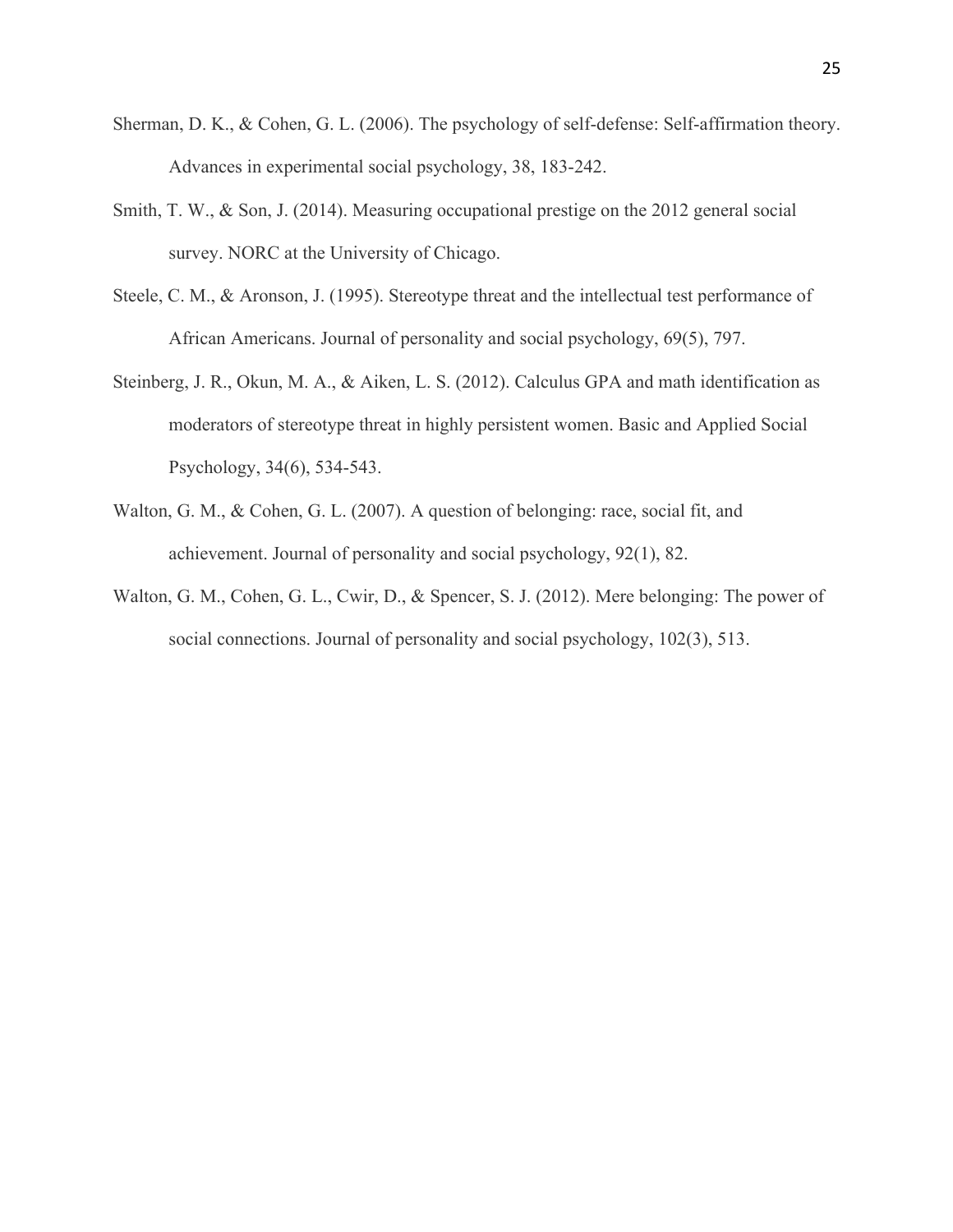Sherman, D. K., & Cohen, G. L. (2006). The psychology of self-defense: Self-affirmation theory. Advances in experimental social psychology, 38, 183-242.

Smith, T. W., & Son, J. (2014). Measuring occupational prestige on the 2012 general social survey. NORC at the University of Chicago.

Steele, C. M., & Aronson, J. (1995). Stereotype threat and the intellectual test performance of African Americans. Journal of personality and social psychology, 69(5), 797.

Steinberg, J. R., Okun, M. A., & Aiken, L. S. (2012). Calculus GPA and math identification as moderators of stereotype threat in highly persistent women. Basic and Applied Social Psychology, 34(6), 534-543.

Walton, G. M., & Cohen, G. L. (2007). A question of belonging: race, social fit, and achievement. Journal of personality and social psychology, 92(1), 82.

Walton, G. M., Cohen, G. L., Cwir, D., & Spencer, S. J. (2012). Mere belonging: The power of social connections. Journal of personality and social psychology, 102(3), 513.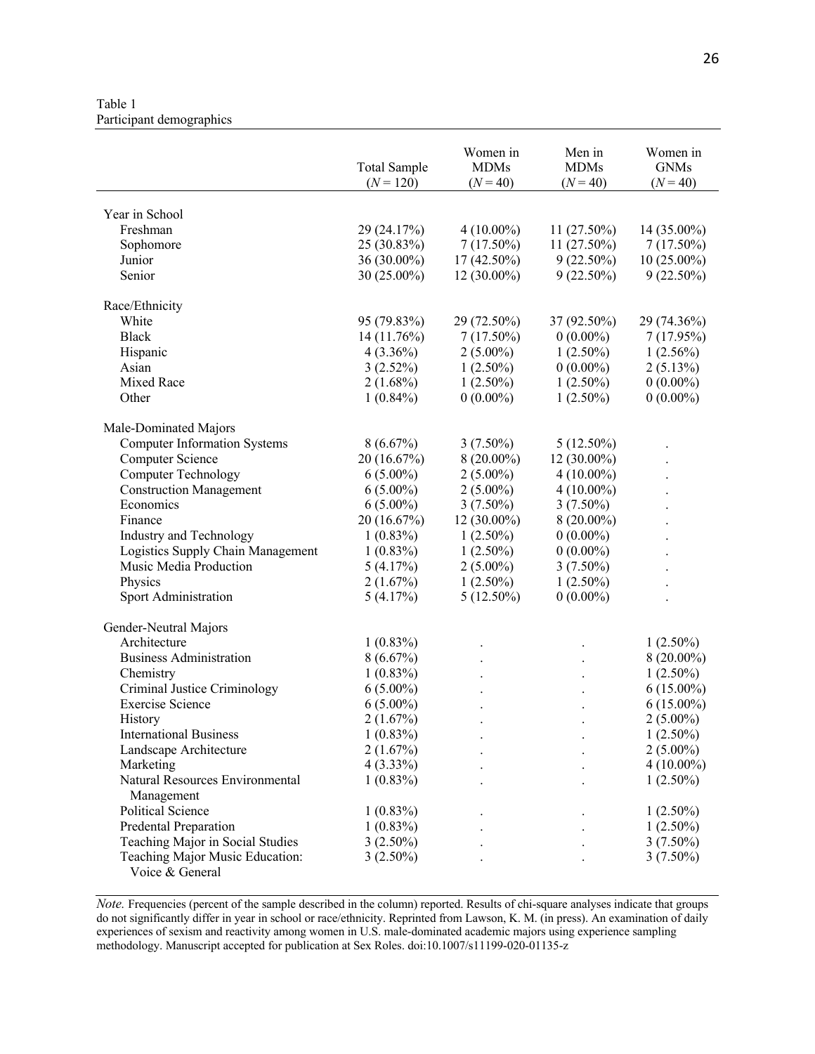Table 1
Participant demographics

| | Total Sample ($N = 120$) | Women in MDMs ($N = 40$) | Men in MDMs ($N = 40$) | Women in GNMs ($N = 40$) |
|---|---|---|---|---|
| Year in School | | | | |
| Freshman | 29 (24.17%) | 4 (10.00%) | 11 (27.50%) | 14 (35.00%) |
| Sophomore | 25 (30.83%) | 7 (17.50%) | 11 (27.50%) | 7 (17.50%) |
| Junior | 36 (30.00%) | 17 (42.50%) | 9 (22.50%) | 10 (25.00%) |
| Senior | 30 (25.00%) | 12 (30.00%) | 9 (22.50%) | 9 (22.50%) |
| Race/Ethnicity | | | | |
| White | 95 (79.83%) | 29 (72.50%) | 37 (92.50%) | 29 (74.36%) |
| Black | 14 (11.76%) | 7 (17.50%) | 0 (0.00%) | 7 (17.95%) |
| Hispanic | 4 (3.36%) | 2 (5.00%) | 1 (2.50%) | 1 (2.56%) |
| Asian | 3 (2.52%) | 1 (2.50%) | 0 (0.00%) | 2 (5.13%) |
| Mixed Race | 2 (1.68%) | 1 (2.50%) | 1 (2.50%) | 0 (0.00%) |
| Other | 1 (0.84%) | 0 (0.00%) | 1 (2.50%) | 0 (0.00%) |
| Male-Dominated Majors | | | | |
| Computer Information Systems | 8 (6.67%) | 3 (7.50%) | 5 (12.50%) | . |
| Computer Science | 20 (16.67%) | 8 (20.00%) | 12 (30.00%) | . |
| Computer Technology | 6 (5.00%) | 2 (5.00%) | 4 (10.00%) | . |
| Construction Management | 6 (5.00%) | 2 (5.00%) | 4 (10.00%) | . |
| Economics | 6 (5.00%) | 3 (7.50%) | 3 (7.50%) | . |
| Finance | 20 (16.67%) | 12 (30.00%) | 8 (20.00%) | . |
| Industry and Technology | 1 (0.83%) | 1 (2.50%) | 0 (0.00%) | . |
| Logistics Supply Chain Management | 1 (0.83%) | 1 (2.50%) | 0 (0.00%) | . |
| Music Media Production | 5 (4.17%) | 2 (5.00%) | 3 (7.50%) | . |
| Physics | 2 (1.67%) | 1 (2.50%) | 1 (2.50%) | . |
| Sport Administration | 5 (4.17%) | 5 (12.50%) | 0 (0.00%) | . |
| Gender-Neutral Majors | | | | |
| Architecture | 1 (0.83%) | . | . | 1 (2.50%) |
| Business Administration | 8 (6.67%) | . | . | 8 (20.00%) |
| Chemistry | 1 (0.83%) | . | . | 1 (2.50%) |
| Criminal Justice Criminology | 6 (5.00%) | . | . | 6 (15.00%) |
| Exercise Science | 6 (5.00%) | . | . | 6 (15.00%) |
| History | 2 (1.67%) | . | . | 2 (5.00%) |
| International Business | 1 (0.83%) | . | . | 1 (2.50%) |
| Landscape Architecture | 2 (1.67%) | . | . | 2 (5.00%) |
| Marketing | 4 (3.33%) | . | . | 4 (10.00%) |
| Natural Resources Environmental Management | 1 (0.83%) | . | . | 1 (2.50%) |
| Political Science | 1 (0.83%) | . | . | 1 (2.50%) |
| Predental Preparation | 1 (0.83%) | . | . | 1 (2.50%) |
| Teaching Major in Social Studies | 3 (2.50%) | . | . | 3 (7.50%) |
| Teaching Major Music Education: Voice & General | 3 (2.50%) | . | . | 3 (7.50%) |

*Note.* Frequencies (percent of the sample described in the column) reported. Results of chi-square analyses indicate that groups do not significantly differ in year in school or race/ethnicity. Reprinted from Lawson, K. M. (in press). An examination of daily experiences of sexism and reactivity among women in U.S. male-dominated academic majors using experience sampling methodology. Manuscript accepted for publication at Sex Roles. doi:10.1007/s11199-020-01135-z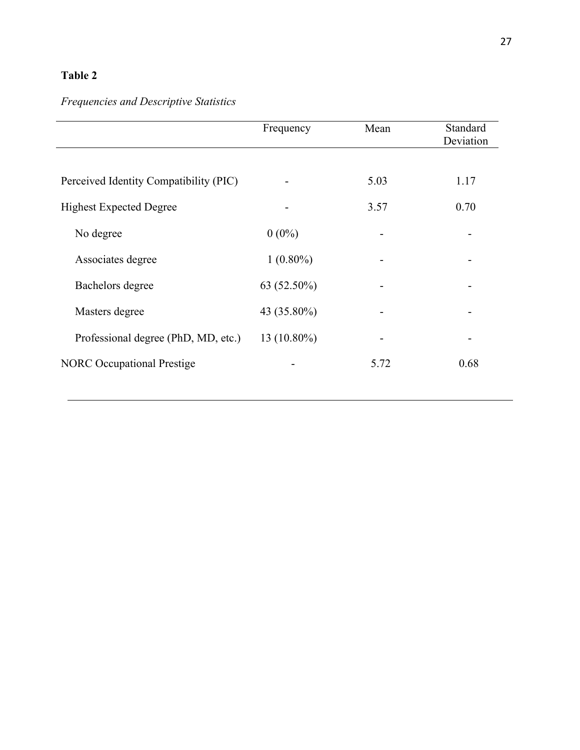**Table 2**

*Frequencies and Descriptive Statistics*

| | Frequency | Mean | Standard Deviation |
|---|---|---|---|
| Perceived Identity Compatibility (PIC) | - | 5.03 | 1.17 |
| Highest Expected Degree | - | 3.57 | 0.70 |
| No degree | 0 (0%) | - | - |
| Associates degree | 1 (0.80%) | - | - |
| Bachelors degree | 63 (52.50%) | - | - |
| Masters degree | 43 (35.80%) | - | - |
| Professional degree (PhD, MD, etc.) | 13 (10.80%) | - | - |
| NORC Occupational Prestige | - | 5.72 | 0.68 |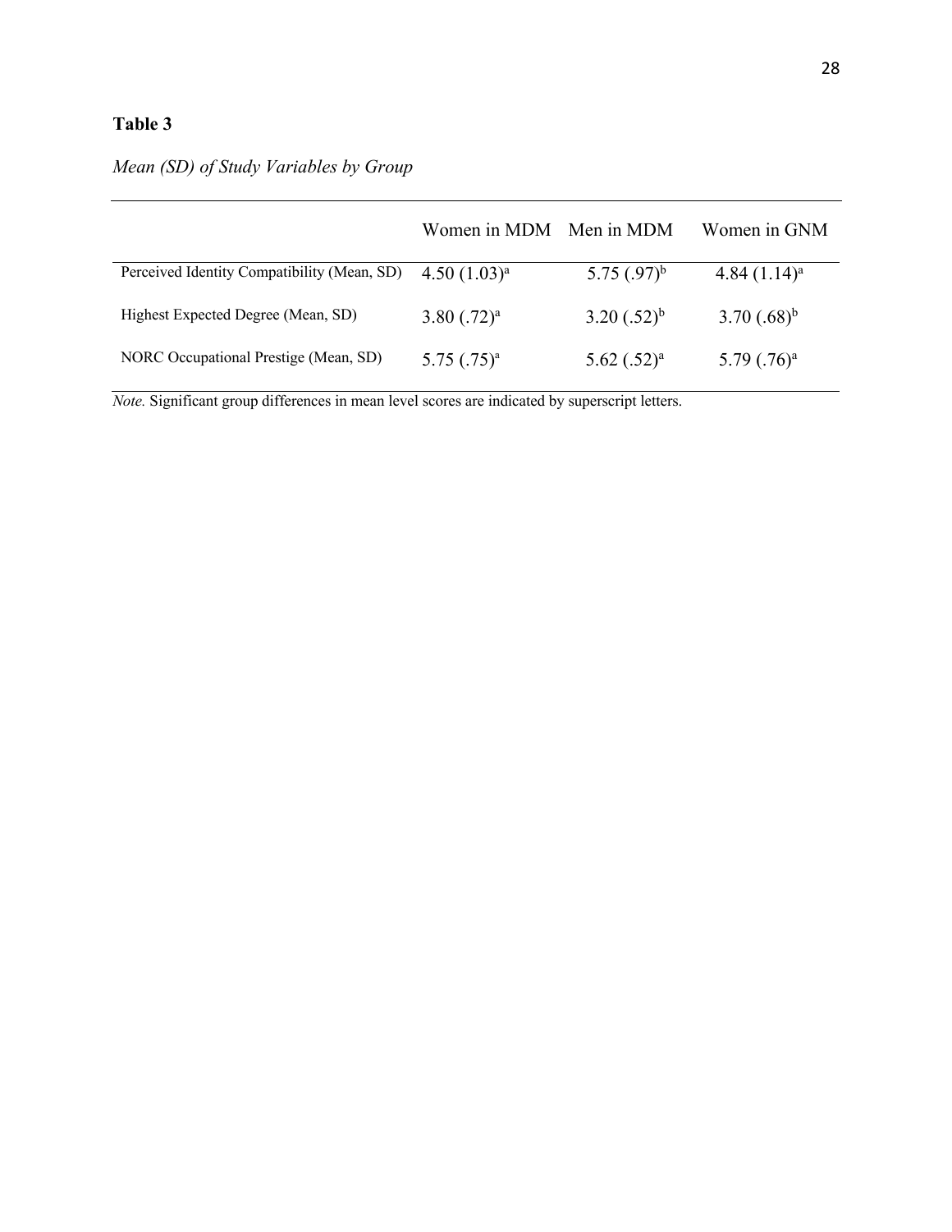**Table 3**

*Mean (SD) of Study Variables by Group*

| | Women in MDM | Men in MDM | Women in GNM |
|---|---|---|---|
| Perceived Identity Compatibility (Mean, SD) | 4.50 (1.03)[a] | 5.75 (.97)[b] | 4.84 (1.14)[a] |
| Highest Expected Degree (Mean, SD) | 3.80 (.72)[a] | 3.20 (.52)[b] | 3.70 (.68)[b] |
| NORC Occupational Prestige (Mean, SD) | 5.75 (.75)[a] | 5.62 (.52)[a] | 5.79 (.76)[a] |

*Note.* Significant group differences in mean level scores are indicated by superscript letters.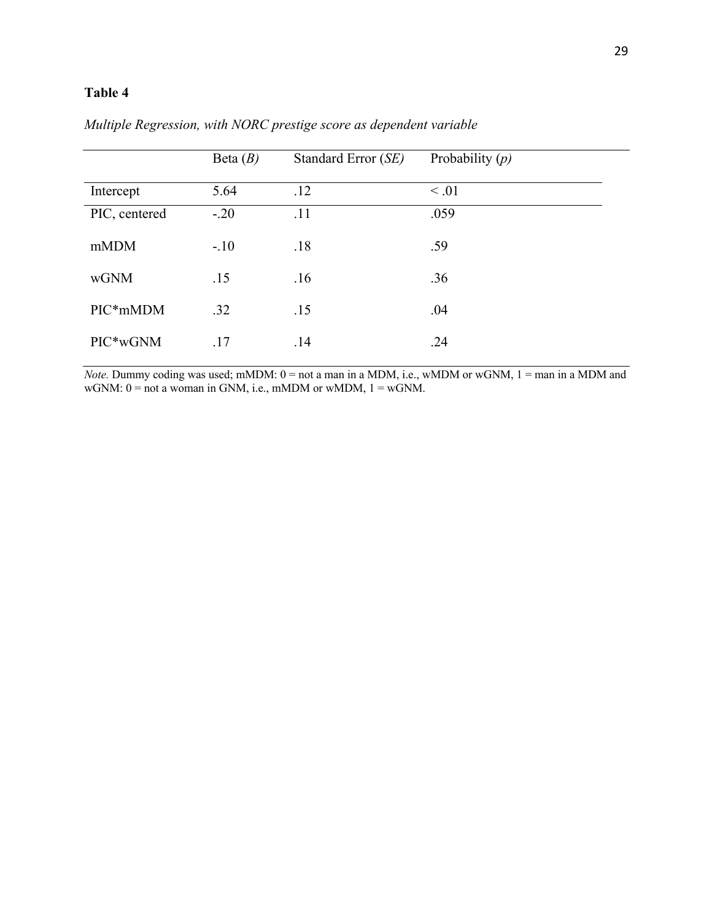**Table 4**

*Multiple Regression, with NORC prestige score as dependent variable*

| | Beta (*B*) | Standard Error (*SE*) | Probability (*p*) |
|---|---|---|---|
| Intercept | 5.64 | .12 | < .01 |
| PIC, centered | -.20 | .11 | .059 |
| mMDM | -.10 | .18 | .59 |
| wGNM | .15 | .16 | .36 |
| PIC*mMDM | .32 | .15 | .04 |
| PIC*wGNM | .17 | .14 | .24 |

*Note.* Dummy coding was used; mMDM: 0 = not a man in a MDM, i.e., wMDM or wGNM, 1 = man in a MDM and wGNM: 0 = not a woman in GNM, i.e., mMDM or wMDM, 1 = wGNM.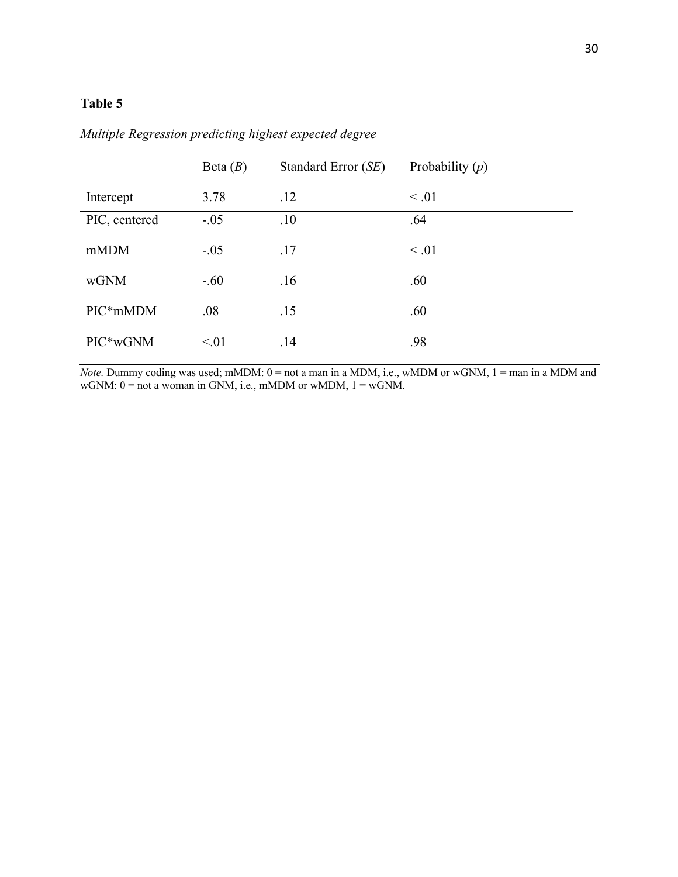**Table 5**

*Multiple Regression predicting highest expected degree*

| | Beta (*B*) | Standard Error (*SE*) | Probability (*p*) |
|---|---|---|---|
| Intercept | 3.78 | .12 | < .01 |
| PIC, centered | -.05 | .10 | .64 |
| mMDM | -.05 | .17 | < .01 |
| wGNM | -.60 | .16 | .60 |
| PIC*mMDM | .08 | .15 | .60 |
| PIC*wGNM | <.01 | .14 | .98 |

*Note.* Dummy coding was used; mMDM: 0 = not a man in a MDM, i.e., wMDM or wGNM, 1 = man in a MDM and wGNM: 0 = not a woman in GNM, i.e., mMDM or wMDM, 1 = wGNM.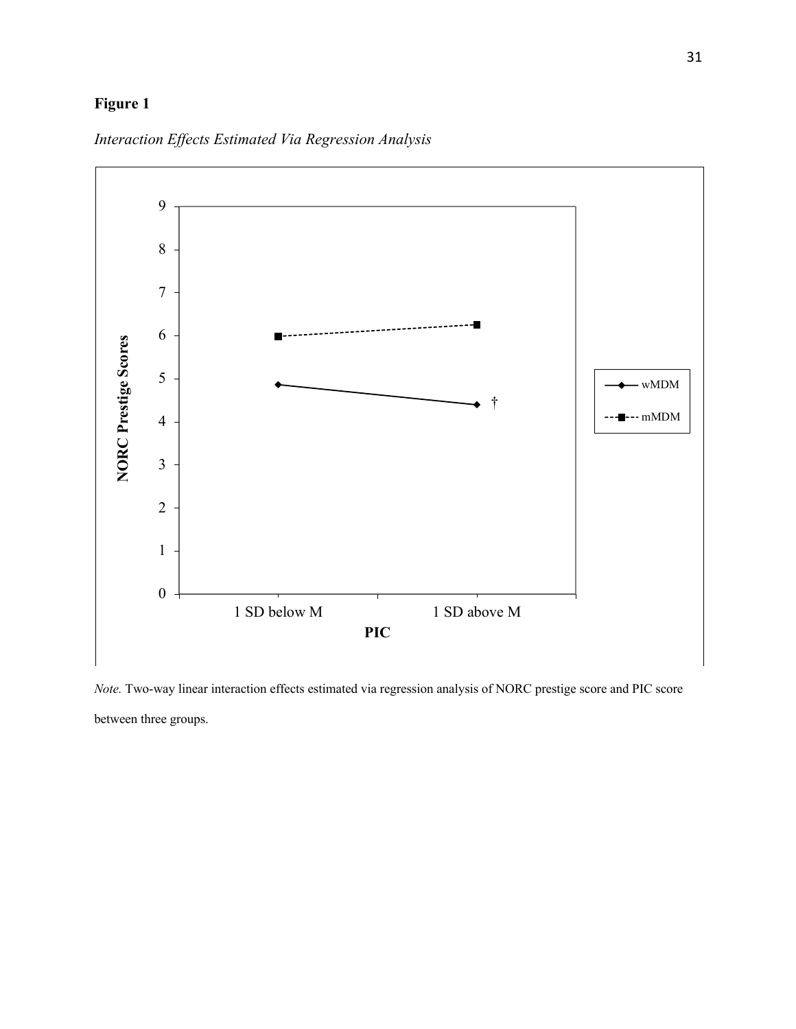**Figure 1**

*Interaction Effects Estimated Via Regression Analysis*

*Note.* Two-way linear interaction effects estimated via regression analysis of NORC prestige score and PIC score between three groups.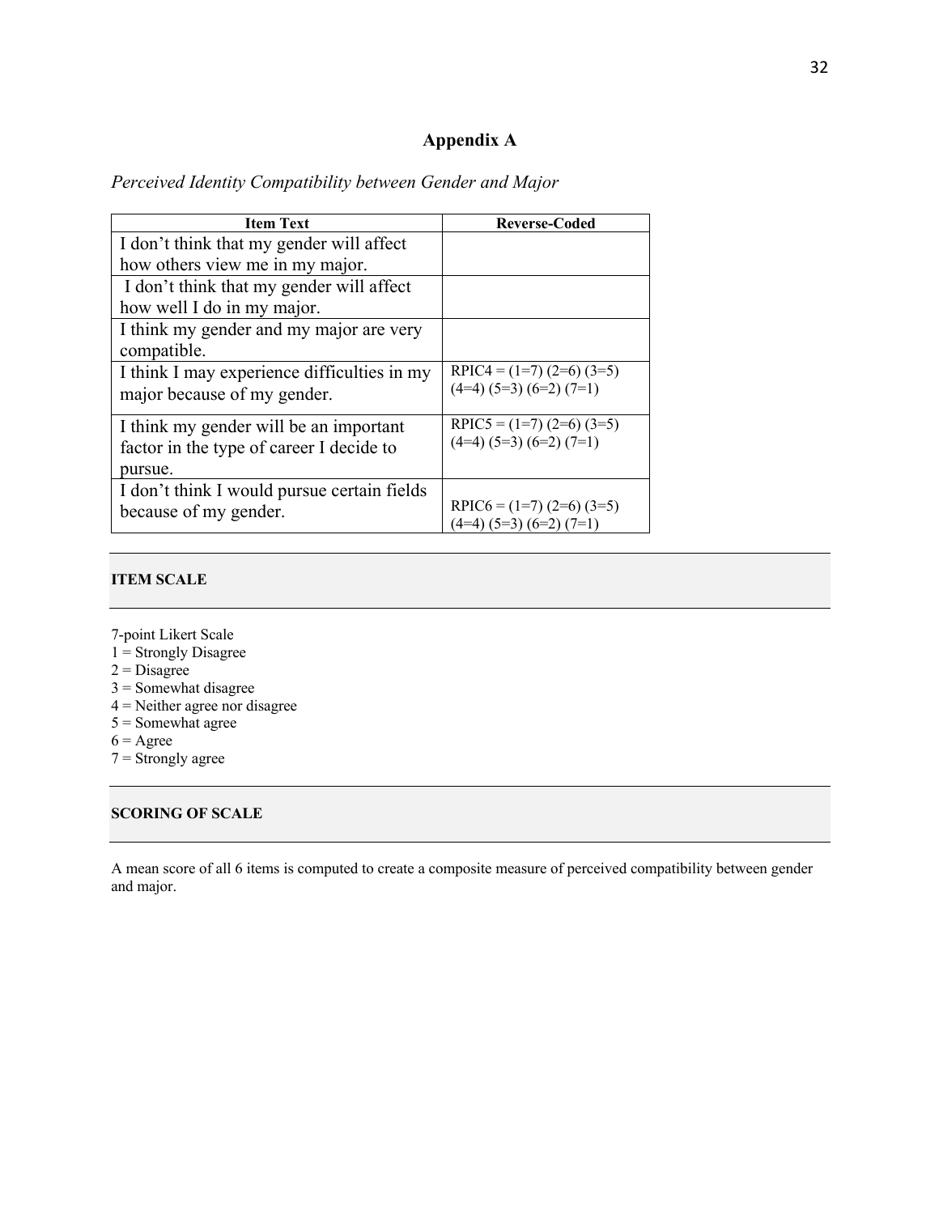# Appendix A

*Perceived Identity Compatibility between Gender and Major*

| Item Text | Reverse-Coded |
|---|---|
| I don't think that my gender will affect how others view me in my major. | |
| I don't think that my gender will affect how well I do in my major. | |
| I think my gender and my major are very compatible. | |
| I think I may experience difficulties in my major because of my gender. | RPIC4 = (1=7) (2=6) (3=5) (4=4) (5=3) (6=2) (7=1) |
| I think my gender will be an important factor in the type of career I decide to pursue. | RPIC5 = (1=7) (2=6) (3=5) (4=4) (5=3) (6=2) (7=1) |
| I don't think I would pursue certain fields because of my gender. | RPIC6 = (1=7) (2=6) (3=5) (4=4) (5=3) (6=2) (7=1) |

**ITEM SCALE**

7-point Likert Scale
1 = Strongly Disagree
2 = Disagree
3 = Somewhat disagree
4 = Neither agree nor disagree
5 = Somewhat agree
6 = Agree
7 = Strongly agree

**SCORING OF SCALE**

A mean score of all 6 items is computed to create a composite measure of perceived compatibility between gender and major.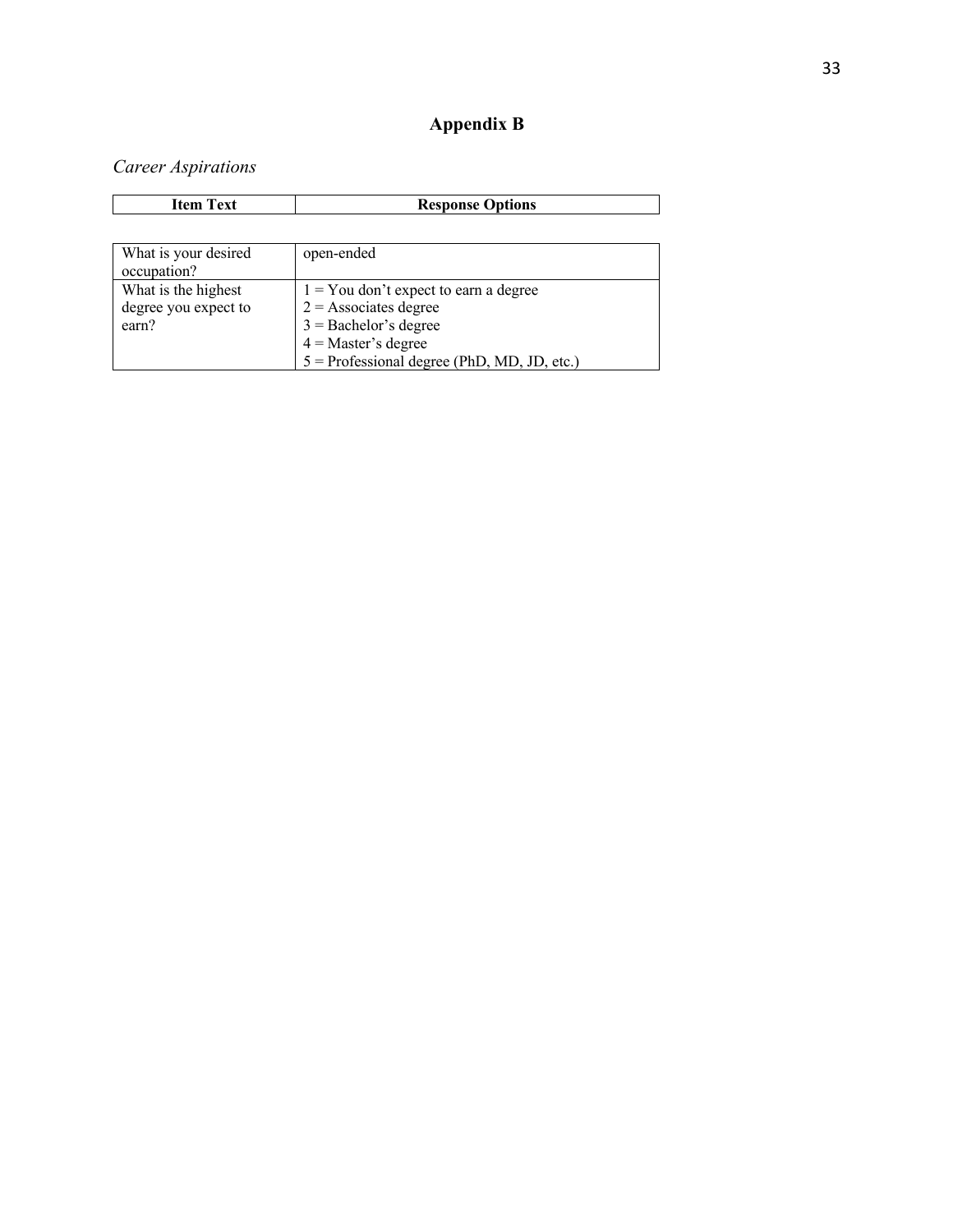# Appendix B

*Career Aspirations*

| Item Text | Response Options |
|---|---|
| What is your desired occupation? | open-ended |
| What is the highest degree you expect to earn? | 1 = You don't expect to earn a degree<br>2 = Associates degree<br>3 = Bachelor's degree<br>4 = Master's degree<br>5 = Professional degree (PhD, MD, JD, etc.) |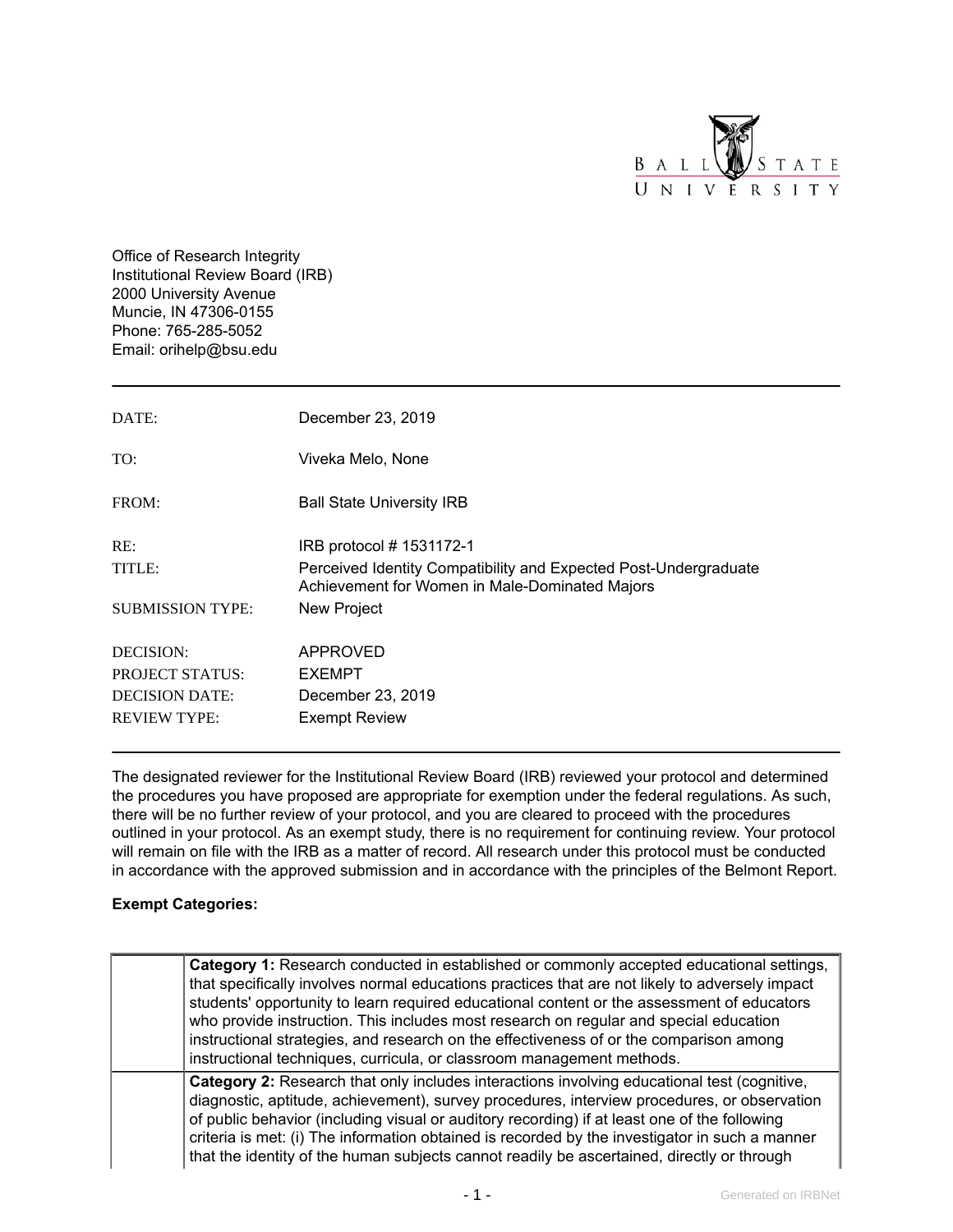Ball State University

Office of Research Integrity
Institutional Review Board (IRB)
2000 University Avenue
Muncie, IN 47306-0155
Phone: 765-285-5052
Email: orihelp@bsu.edu

---

| | |
|---|---|
| DATE: | December 23, 2019 |
| TO: | Viveka Melo, None |
| FROM: | Ball State University IRB |
| RE: | IRB protocol # 1531172-1 |
| TITLE: | Perceived Identity Compatibility and Expected Post-Undergraduate Achievement for Women in Male-Dominated Majors |
| SUBMISSION TYPE: | New Project |
| DECISION: | APPROVED |
| PROJECT STATUS: | EXEMPT |
| DECISION DATE: | December 23, 2019 |
| REVIEW TYPE: | Exempt Review |

---

The designated reviewer for the Institutional Review Board (IRB) reviewed your protocol and determined the procedures you have proposed are appropriate for exemption under the federal regulations. As such, there will be no further review of your protocol, and you are cleared to proceed with the procedures outlined in your protocol. As an exempt study, there is no requirement for continuing review. Your protocol will remain on file with the IRB as a matter of record. All research under this protocol must be conducted in accordance with the approved submission and in accordance with the principles of the Belmont Report.

**Exempt Categories:**

| | |
|---|---|
| | **Category 1:** Research conducted in established or commonly accepted educational settings, that specifically involves normal educations practices that are not likely to adversely impact students' opportunity to learn required educational content or the assessment of educators who provide instruction. This includes most research on regular and special education instructional strategies, and research on the effectiveness of or the comparison among instructional techniques, curricula, or classroom management methods. |
| | **Category 2:** Research that only includes interactions involving educational test (cognitive, diagnostic, aptitude, achievement), survey procedures, interview procedures, or observation of public behavior (including visual or auditory recording) if at least one of the following criteria is met: (i) The information obtained is recorded by the investigator in such a manner that the identity of the human subjects cannot readily be ascertained, directly or through |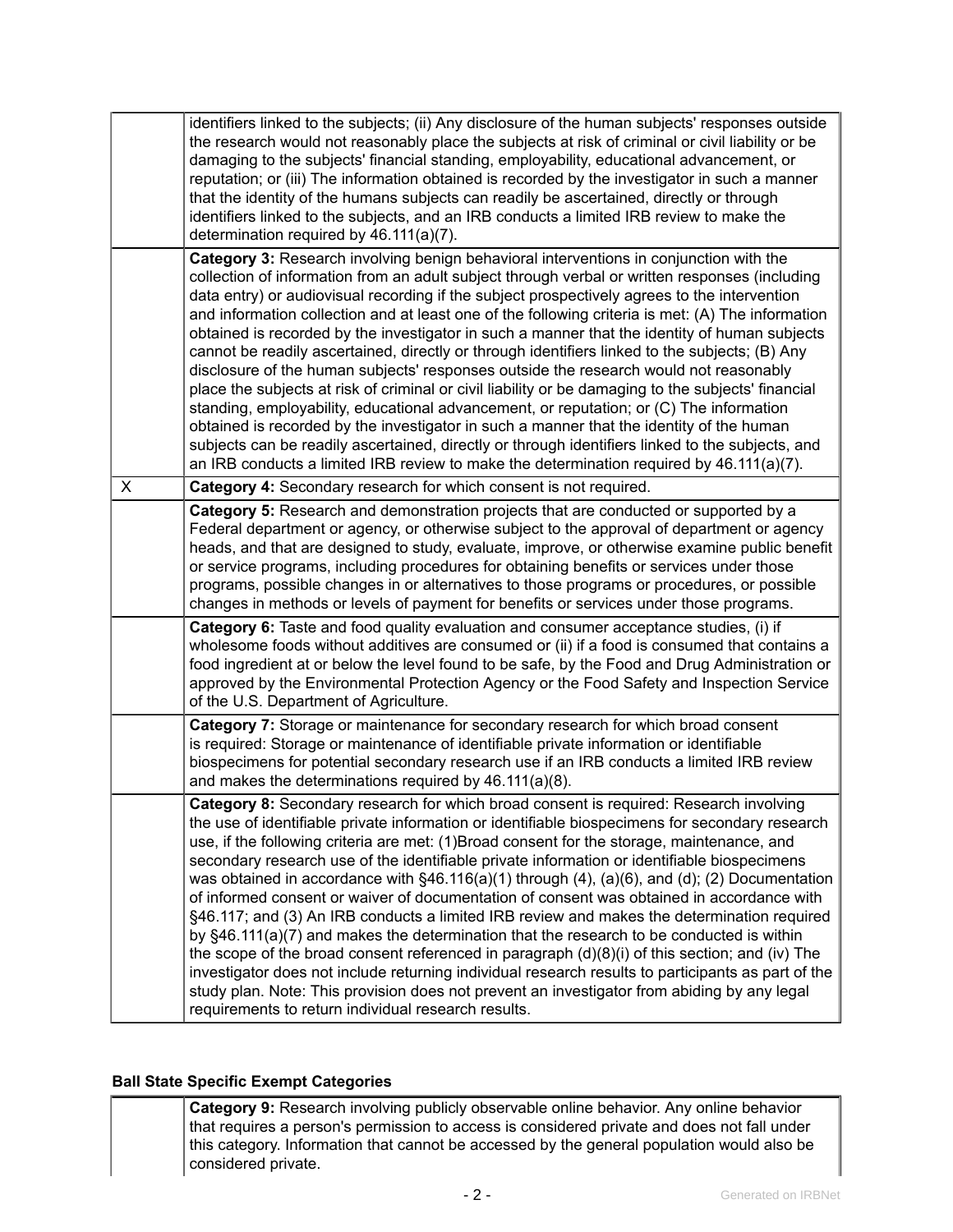| | |
|---|---|
| | identifiers linked to the subjects; (ii) Any disclosure of the human subjects' responses outside the research would not reasonably place the subjects at risk of criminal or civil liability or be damaging to the subjects' financial standing, employability, educational advancement, or reputation; or (iii) The information obtained is recorded by the investigator in such a manner that the identity of the humans subjects can readily be ascertained, directly or through identifiers linked to the subjects, and an IRB conducts a limited IRB review to make the determination required by 46.111(a)(7). |
| | **Category 3:** Research involving benign behavioral interventions in conjunction with the collection of information from an adult subject through verbal or written responses (including data entry) or audiovisual recording if the subject prospectively agrees to the intervention and information collection and at least one of the following criteria is met: (A) The information obtained is recorded by the investigator in such a manner that the identity of human subjects cannot be readily ascertained, directly or through identifiers linked to the subjects; (B) Any disclosure of the human subjects' responses outside the research would not reasonably place the subjects at risk of criminal or civil liability or be damaging to the subjects' financial standing, employability, educational advancement, or reputation; or (C) The information obtained is recorded by the investigator in such a manner that the identity of the human subjects can be readily ascertained, directly or through identifiers linked to the subjects, and an IRB conducts a limited IRB review to make the determination required by 46.111(a)(7). |
| X | **Category 4:** Secondary research for which consent is not required. |
| | **Category 5:** Research and demonstration projects that are conducted or supported by a Federal department or agency, or otherwise subject to the approval of department or agency heads, and that are designed to study, evaluate, improve, or otherwise examine public benefit or service programs, including procedures for obtaining benefits or services under those programs, possible changes in or alternatives to those programs or procedures, or possible changes in methods or levels of payment for benefits or services under those programs. |
| | **Category 6:** Taste and food quality evaluation and consumer acceptance studies, (i) if wholesome foods without additives are consumed or (ii) if a food is consumed that contains a food ingredient at or below the level found to be safe, by the Food and Drug Administration or approved by the Environmental Protection Agency or the Food Safety and Inspection Service of the U.S. Department of Agriculture. |
| | **Category 7:** Storage or maintenance for secondary research for which broad consent is required: Storage or maintenance of identifiable private information or identifiable biospecimens for potential secondary research use if an IRB conducts a limited IRB review and makes the determinations required by 46.111(a)(8). |
| | **Category 8:** Secondary research for which broad consent is required: Research involving the use of identifiable private information or identifiable biospecimens for secondary research use, if the following criteria are met: (1)Broad consent for the storage, maintenance, and secondary research use of the identifiable private information or identifiable biospecimens was obtained in accordance with §46.116(a)(1) through (4), (a)(6), and (d); (2) Documentation of informed consent or waiver of documentation of consent was obtained in accordance with §46.117; and (3) An IRB conducts a limited IRB review and makes the determination required by §46.111(a)(7) and makes the determination that the research to be conducted is within the scope of the broad consent referenced in paragraph (d)(8)(i) of this section; and (iv) The investigator does not include returning individual research results to participants as part of the study plan. Note: This provision does not prevent an investigator from abiding by any legal requirements to return individual research results. |

**Ball State Specific Exempt Categories**

| | |
|---|---|
| | **Category 9:** Research involving publicly observable online behavior. Any online behavior that requires a person's permission to access is considered private and does not fall under this category. Information that cannot be accessed by the general population would also be considered private. |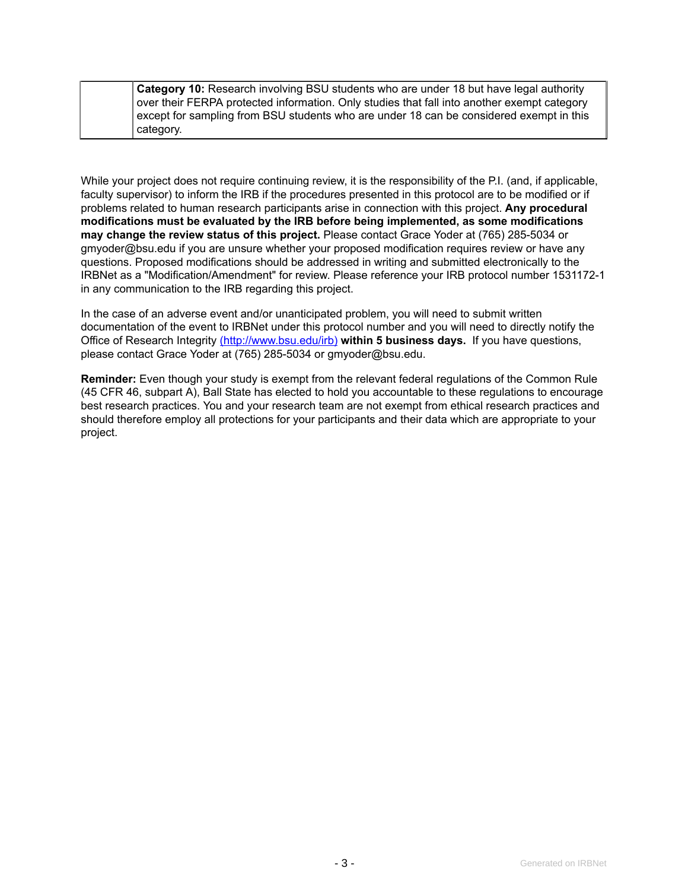| | |
|---|---|
| | **Category 10:** Research involving BSU students who are under 18 but have legal authority over their FERPA protected information. Only studies that fall into another exempt category except for sampling from BSU students who are under 18 can be considered exempt in this category. |

While your project does not require continuing review, it is the responsibility of the P.I. (and, if applicable, faculty supervisor) to inform the IRB if the procedures presented in this protocol are to be modified or if problems related to human research participants arise in connection with this project. **Any procedural modifications must be evaluated by the IRB before being implemented, as some modifications may change the review status of this project.** Please contact Grace Yoder at (765) 285-5034 or gmyoder@bsu.edu if you are unsure whether your proposed modification requires review or have any questions. Proposed modifications should be addressed in writing and submitted electronically to the IRBNet as a "Modification/Amendment" for review. Please reference your IRB protocol number 1531172-1 in any communication to the IRB regarding this project.

In the case of an adverse event and/or unanticipated problem, you will need to submit written documentation of the event to IRBNet under this protocol number and you will need to directly notify the Office of Research Integrity (http://www.bsu.edu/irb) **within 5 business days.** If you have questions, please contact Grace Yoder at (765) 285-5034 or gmyoder@bsu.edu.

**Reminder:** Even though your study is exempt from the relevant federal regulations of the Common Rule (45 CFR 46, subpart A), Ball State has elected to hold you accountable to these regulations to encourage best research practices. You and your research team are not exempt from ethical research practices and should therefore employ all protections for your participants and their data which are appropriate to your project.